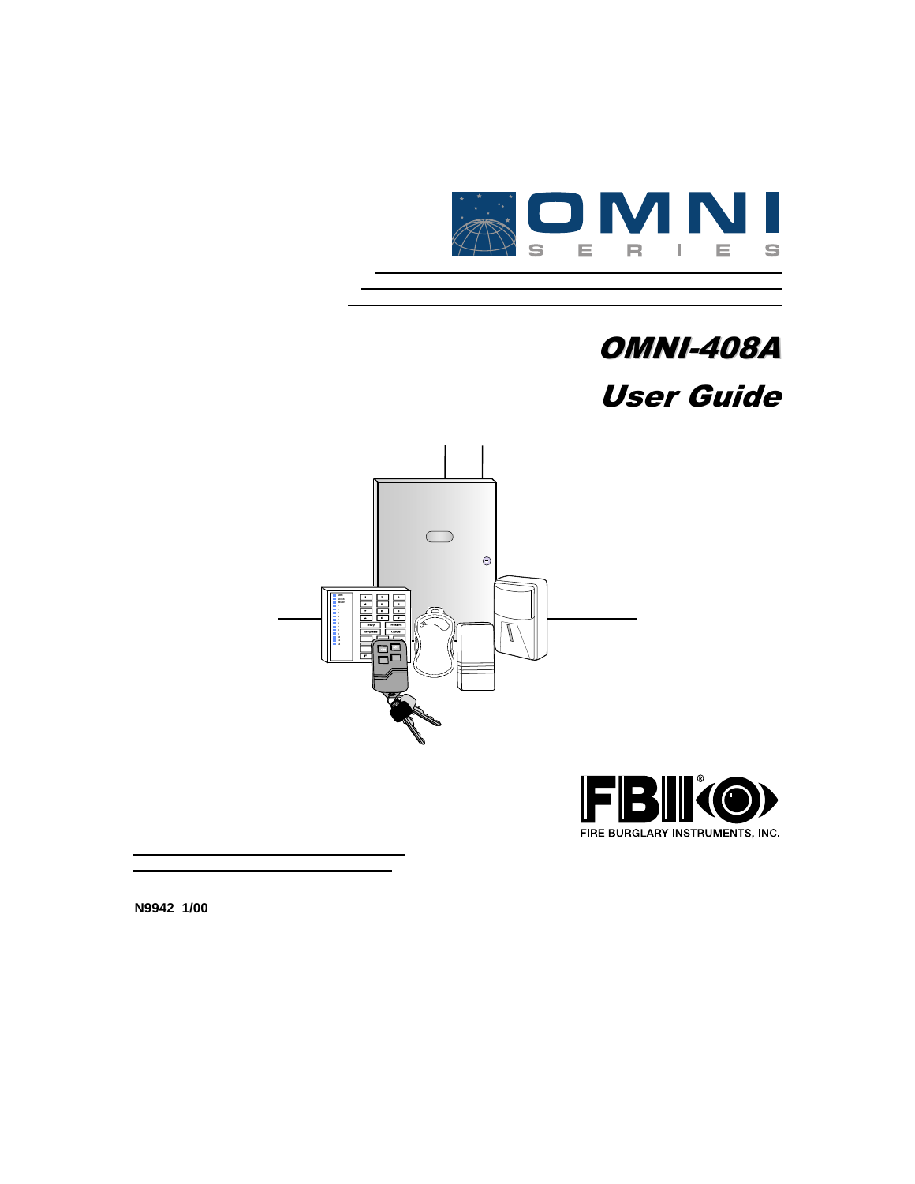OMNI SERIES

# OMNI-408A

# User Guide

FIRE BURGLARY INSTRUMENTS, INC.

**N9942 1/00**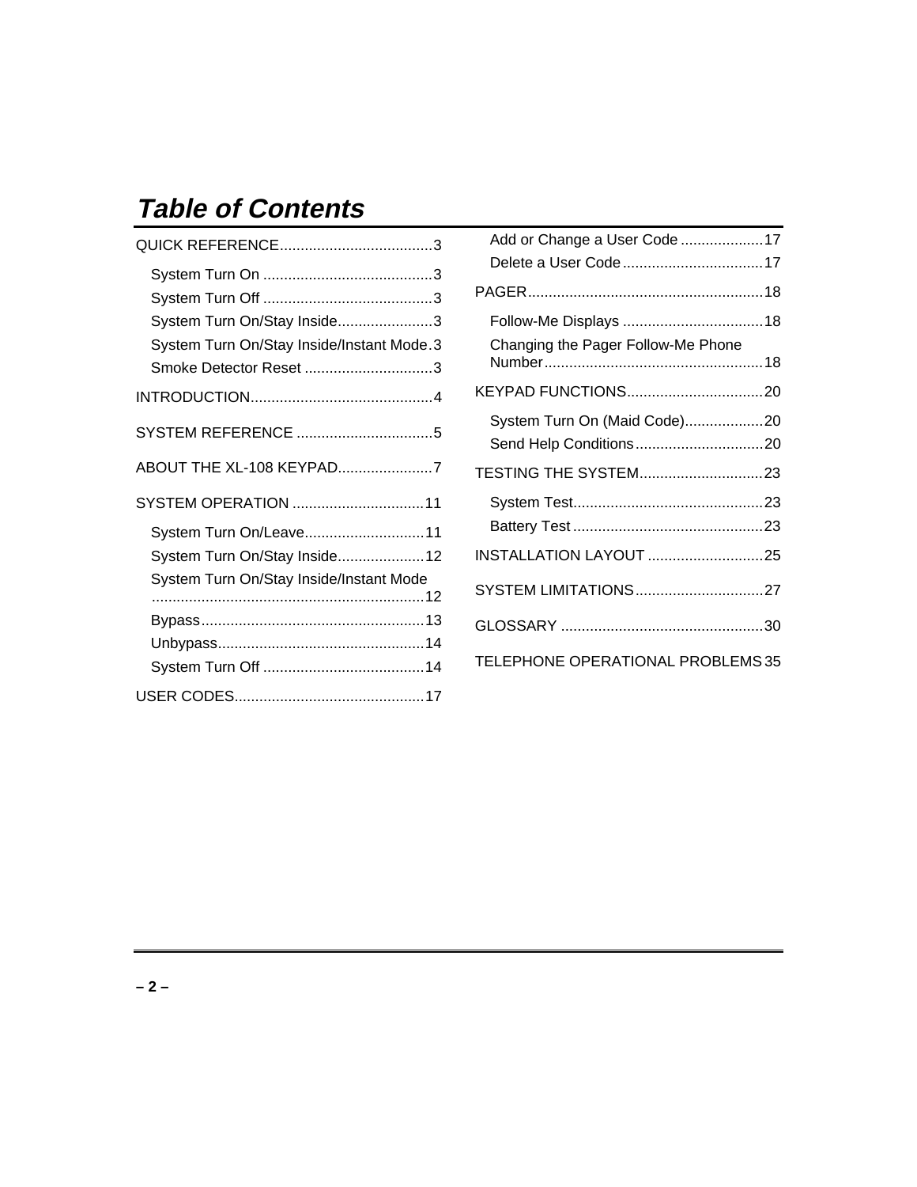# *Table of Contents*

QUICK REFERENCE.....................................3

- System Turn On .........................................3
- System Turn Off .........................................3
- System Turn On/Stay Inside.......................3
- System Turn On/Stay Inside/Instant Mode.3
- Smoke Detector Reset ...............................3

INTRODUCTION............................................4

SYSTEM REFERENCE .................................5

ABOUT THE XL-108 KEYPAD.......................7

SYSTEM OPERATION ................................11

- System Turn On/Leave............................11
- System Turn On/Stay Inside.....................12
- System Turn On/Stay Inside/Instant Mode .................................................................12
- Bypass......................................................13
- Unbypass..................................................14
- System Turn Off .......................................14

USER CODES.............................................17

- Add or Change a User Code ....................17
- Delete a User Code..................................17

PAGER.........................................................18

- Follow-Me Displays ..................................18
- Changing the Pager Follow-Me Phone Number....................................................18

KEYPAD FUNCTIONS.................................20

- System Turn On (Maid Code)...................20
- Send Help Conditions...............................20

TESTING THE SYSTEM..............................23

- System Test..............................................23
- Battery Test ..............................................23

INSTALLATION LAYOUT ............................25

SYSTEM LIMITATIONS...............................27

GLOSSARY .................................................30

TELEPHONE OPERATIONAL PROBLEMS 35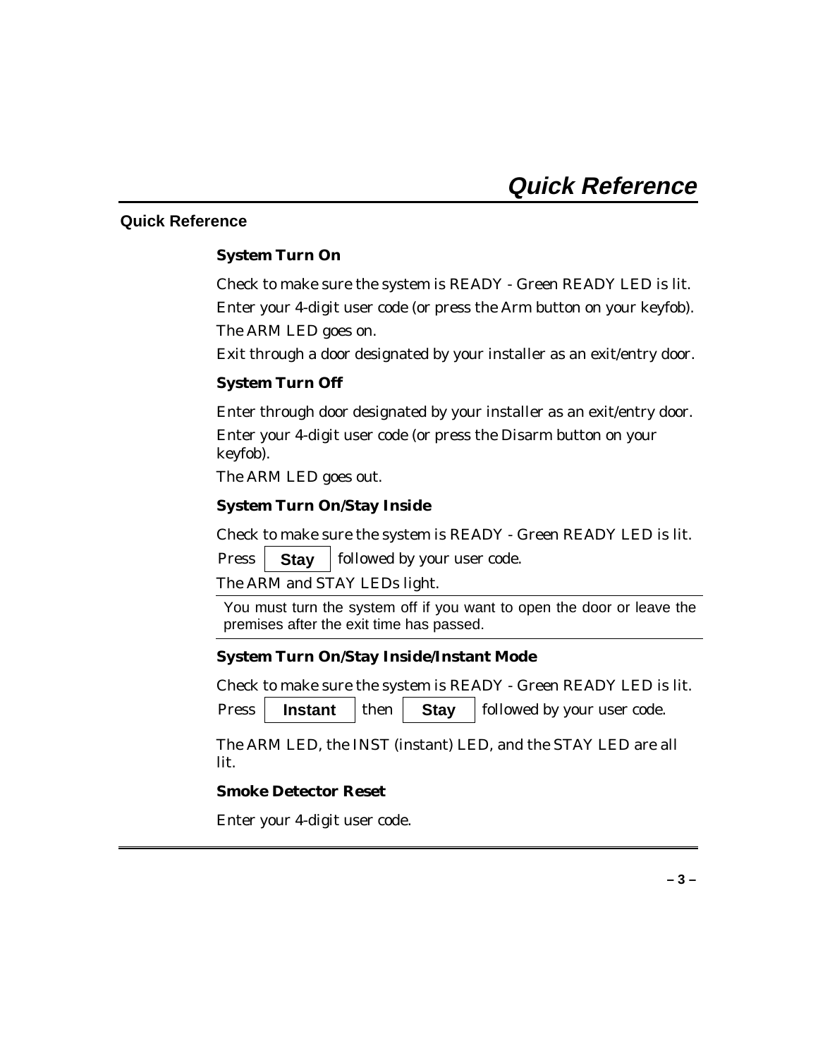# Quick Reference

## Quick Reference

### System Turn On

Check to make sure the system is READY - Green READY LED is lit.

Enter your 4-digit user code (or press the Arm button on your keyfob).

The ARM LED goes on.

Exit through a door designated by your installer as an exit/entry door.

### System Turn Off

Enter through door designated by your installer as an exit/entry door.

Enter your 4-digit user code (or press the Disarm button on your keyfob).

The ARM LED goes out.

### System Turn On/Stay Inside

Check to make sure the system is READY - Green READY LED is lit.

Press **Stay** followed by your user code.

The ARM and STAY LEDs light.

You must turn the system off if you want to open the door or leave the premises after the exit time has passed.

### System Turn On/Stay Inside/Instant Mode

Check to make sure the system is READY - Green READY LED is lit.

Press **Instant** then **Stay** followed by your user code.

The ARM LED, the INST (instant) LED, and the STAY LED are all lit.

### Smoke Detector Reset

Enter your 4-digit user code.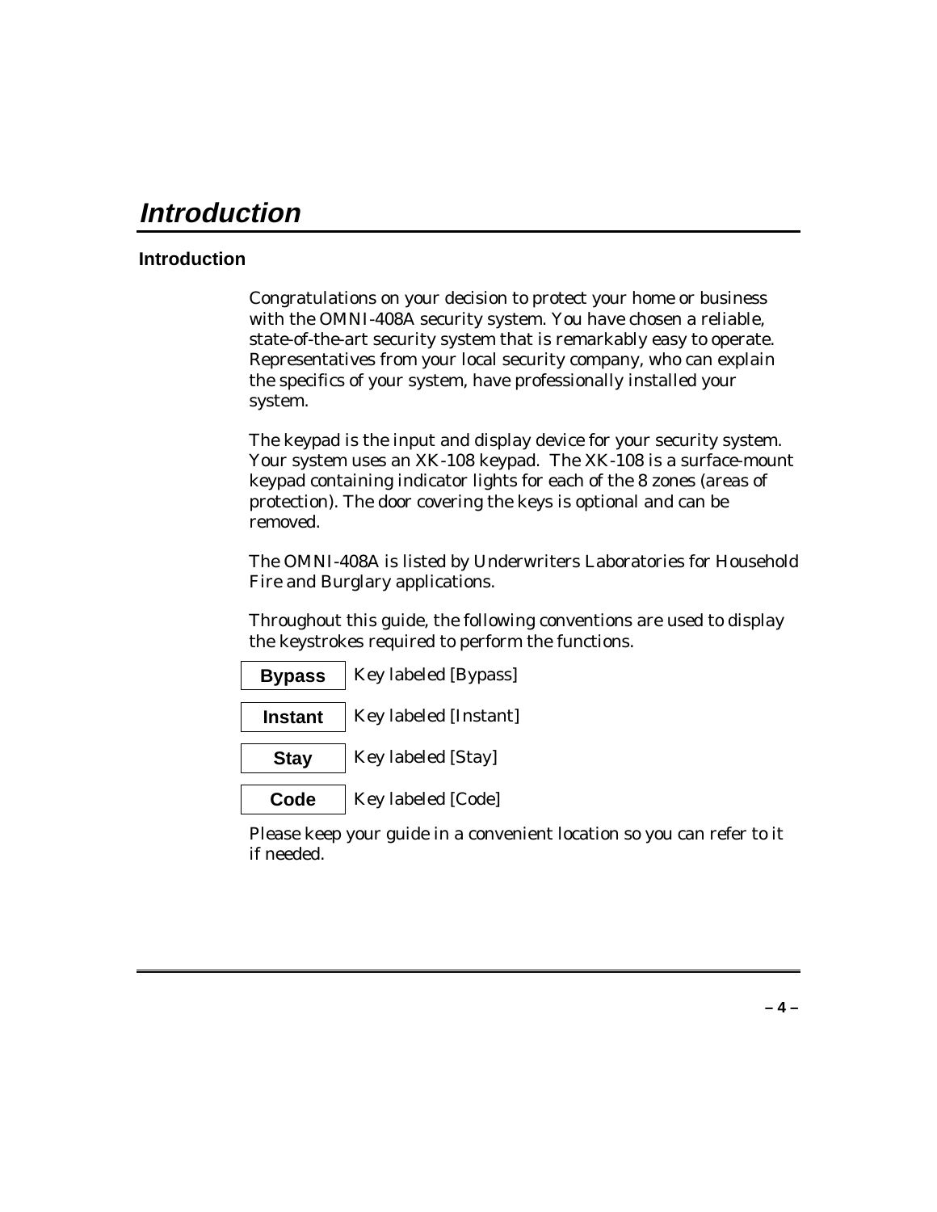# *Introduction*

## Introduction

Congratulations on your decision to protect your home or business with the OMNI-408A security system. You have chosen a reliable, state-of-the-art security system that is remarkably easy to operate. Representatives from your local security company, who can explain the specifics of your system, have professionally installed your system.

The keypad is the input and display device for your security system. Your system uses an XK-108 keypad. The XK-108 is a surface-mount keypad containing indicator lights for each of the 8 zones (areas of protection). The door covering the keys is optional and can be removed.

The OMNI-408A is listed by Underwriters Laboratories for Household Fire and Burglary applications.

Throughout this guide, the following conventions are used to display the keystrokes required to perform the functions.

| Key | Description |
| --- | --- |
| **Bypass** | Key labeled [Bypass] |
| **Instant** | Key labeled [Instant] |
| **Stay** | Key labeled [Stay] |
| **Code** | Key labeled [Code] |

Please keep your guide in a convenient location so you can refer to it if needed.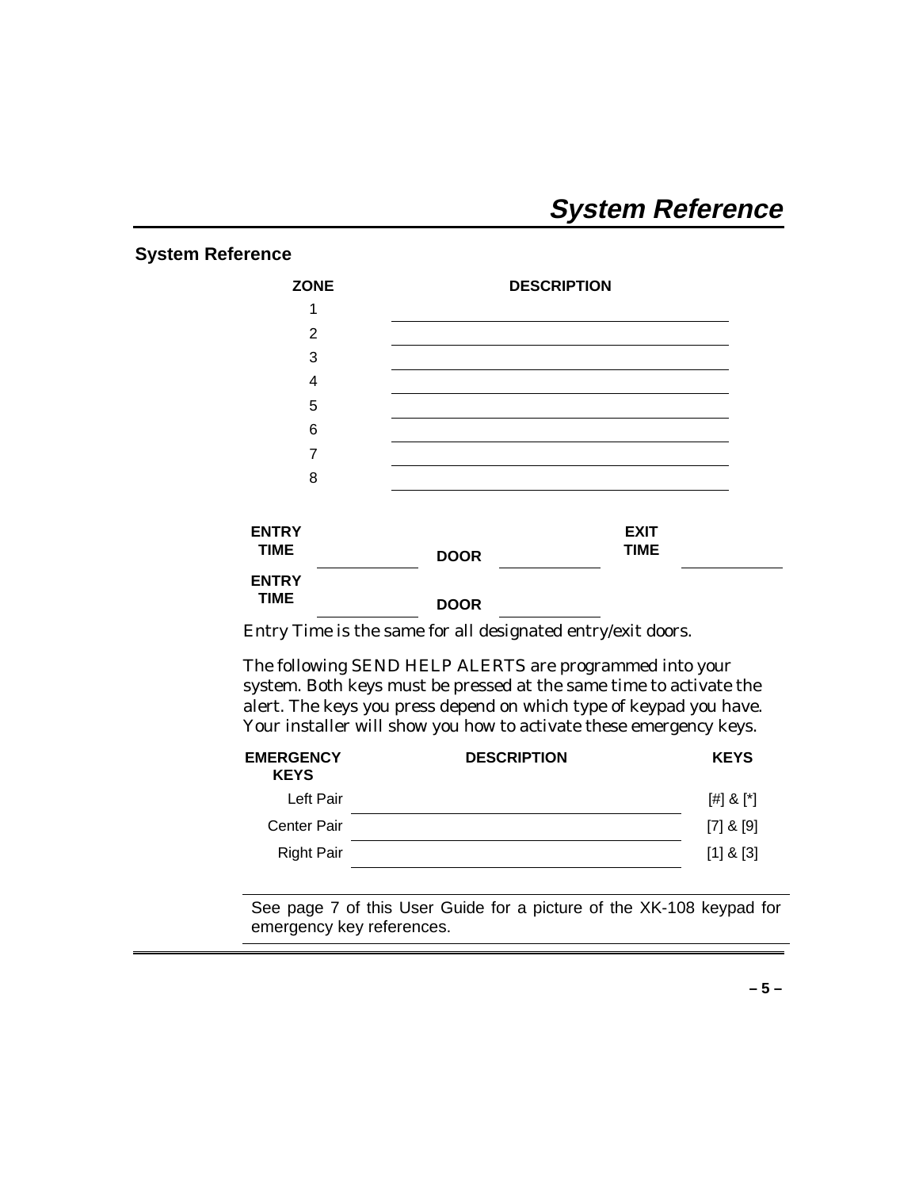# System Reference

## System Reference

| ZONE | DESCRIPTION |
|---|---|
| 1 | |
| 2 | |
| 3 | |
| 4 | |
| 5 | |
| 6 | |
| 7 | |
| 8 | |

| ENTRY TIME | | DOOR | | EXIT TIME | |
|---|---|---|---|---|---|
| **ENTRY TIME** | | **DOOR** | | | |

Entry Time is the same for all designated entry/exit doors.

The following SEND HELP ALERTS are programmed into your system. Both keys must be pressed at the same time to activate the alert. The keys you press depend on which type of keypad you have. Your installer will show you how to activate these emergency keys.

| EMERGENCY KEYS | DESCRIPTION | KEYS |
|---|---|---|
| Left Pair | | [#] & [*] |
| Center Pair | | [7] & [9] |
| Right Pair | | [1] & [3] |

See page 7 of this User Guide for a picture of the XK-108 keypad for emergency key references.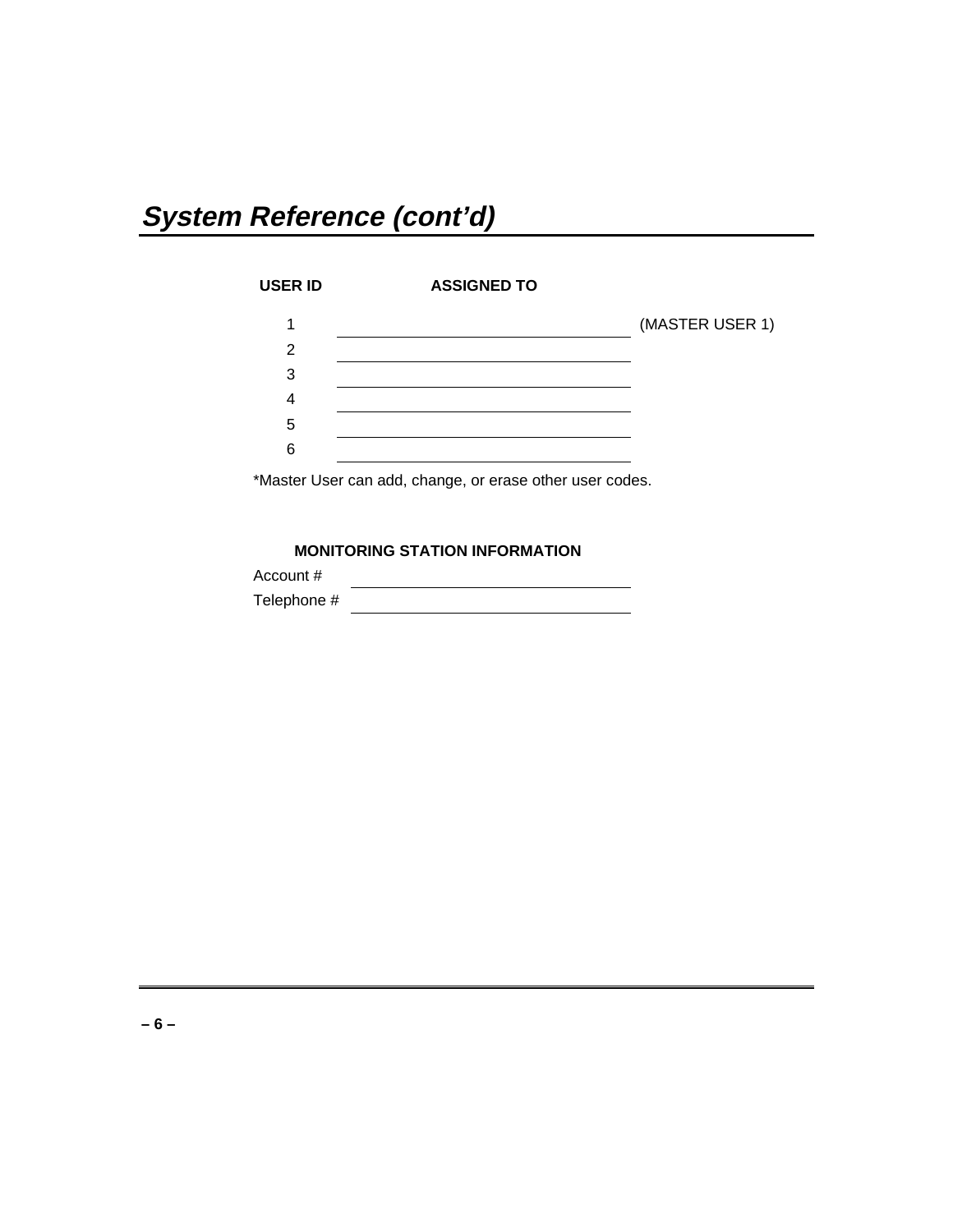# *System Reference (cont'd)*

| USER ID | ASSIGNED TO | |
|---|---|---|
| 1 | ______________________________ | (MASTER USER 1) |
| 2 | ______________________________ | |
| 3 | ______________________________ | |
| 4 | ______________________________ | |
| 5 | ______________________________ | |
| 6 | ______________________________ | |

*Master User can add, change, or erase other user codes.

**MONITORING STATION INFORMATION**

Account # ______________________________

Telephone # ______________________________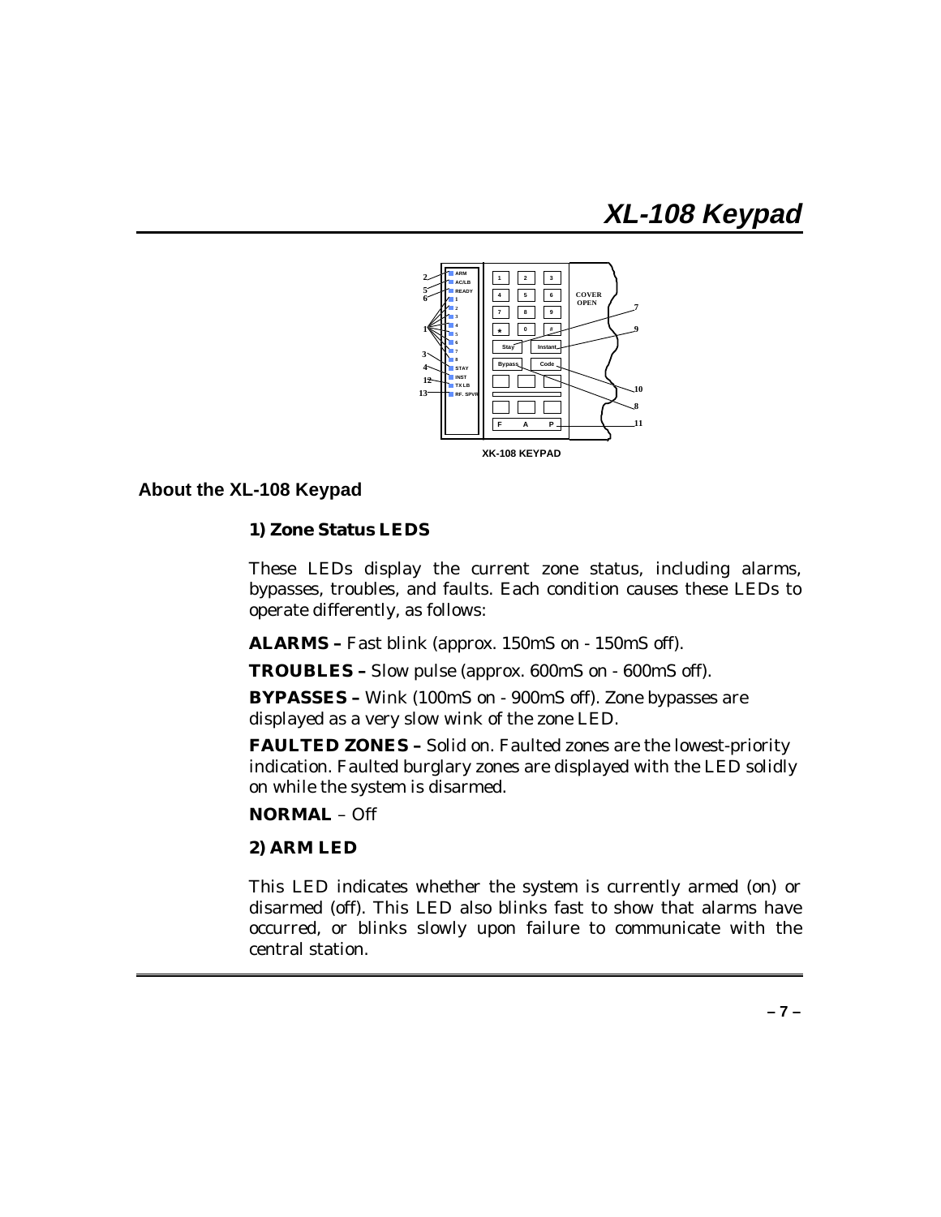# XL-108 Keypad

XK-108 KEYPAD

## About the XL-108 Keypad

### 1) Zone Status LEDS

These LEDs display the current zone status, including alarms, bypasses, troubles, and faults. Each condition causes these LEDs to operate differently, as follows:

**ALARMS –** Fast blink (approx. 150mS on - 150mS off).

**TROUBLES –** Slow pulse (approx. 600mS on - 600mS off).

**BYPASSES –** Wink (100mS on - 900mS off). Zone bypasses are displayed as a very slow wink of the zone LED.

**FAULTED ZONES –** Solid on. Faulted zones are the lowest-priority indication. Faulted burglary zones are displayed with the LED solidly on while the system is disarmed.

**NORMAL** – Off

### 2) ARM LED

This LED indicates whether the system is currently armed (on) or disarmed (off). This LED also blinks fast to show that alarms have occurred, or blinks slowly upon failure to communicate with the central station.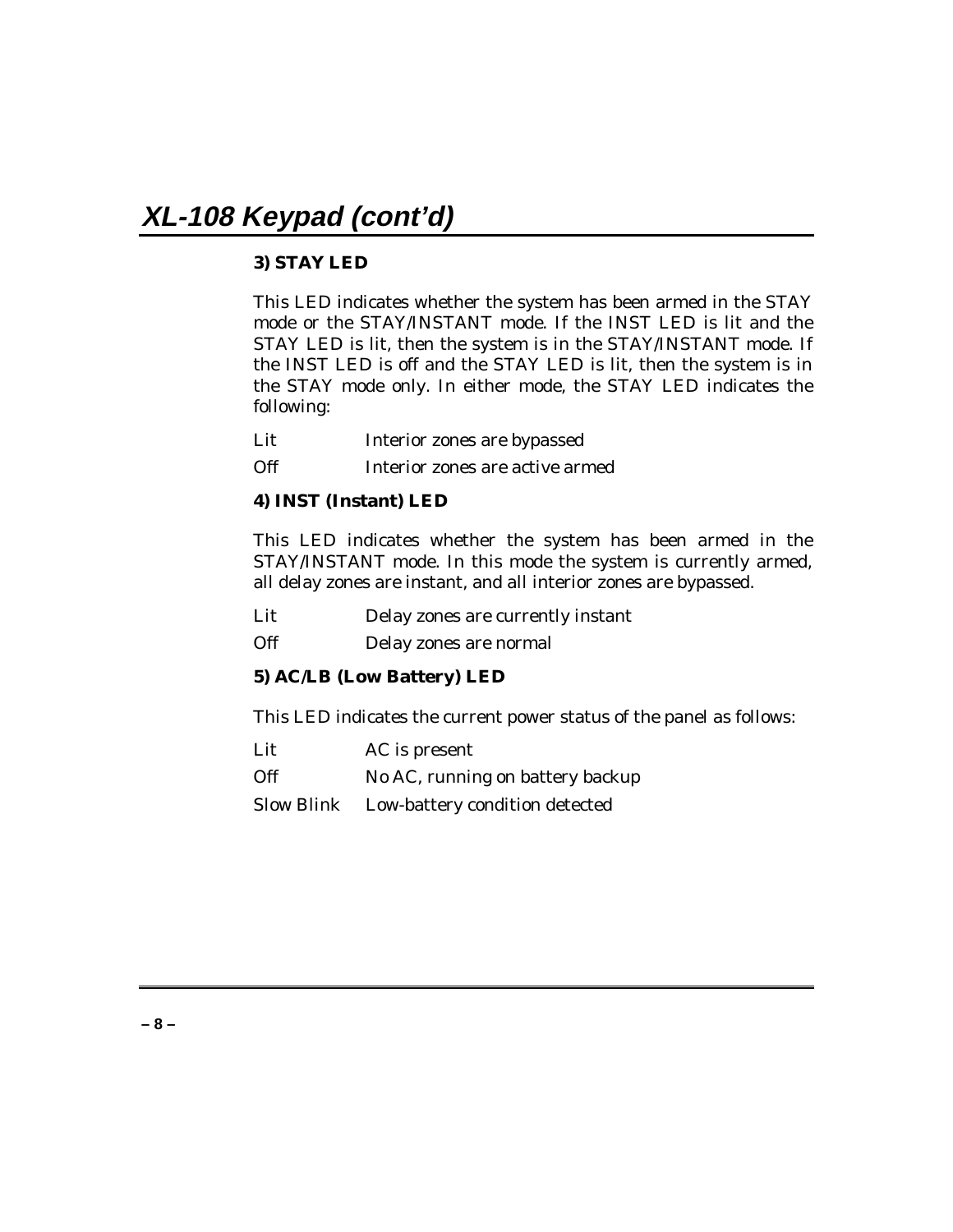# XL-108 Keypad (cont'd)

### 3) STAY LED

This LED indicates whether the system has been armed in the STAY mode or the STAY/INSTANT mode. If the INST LED is lit and the STAY LED is lit, then the system is in the STAY/INSTANT mode. If the INST LED is off and the STAY LED is lit, then the system is in the STAY mode only. In either mode, the STAY LED indicates the following:

| | |
|---|---|
| Lit | Interior zones are bypassed |
| Off | Interior zones are active armed |

### 4) INST (Instant) LED

This LED indicates whether the system has been armed in the STAY/INSTANT mode. In this mode the system is currently armed, all delay zones are instant, and all interior zones are bypassed.

| | |
|---|---|
| Lit | Delay zones are currently instant |
| Off | Delay zones are normal |

### 5) AC/LB (Low Battery) LED

This LED indicates the current power status of the panel as follows:

| | |
|---|---|
| Lit | AC is present |
| Off | No AC, running on battery backup |
| Slow Blink | Low-battery condition detected |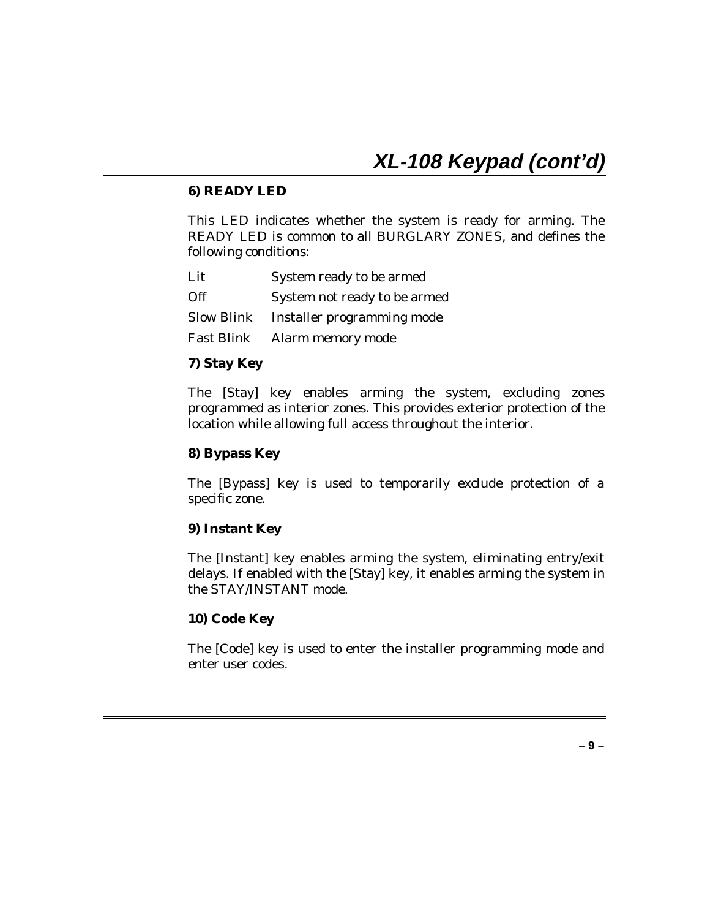## XL-108 Keypad (cont'd)

### 6) READY LED

This LED indicates whether the system is ready for arming. The READY LED is common to all BURGLARY ZONES, and defines the following conditions:

| | |
|---|---|
| Lit | System ready to be armed |
| Off | System not ready to be armed |
| Slow Blink | Installer programming mode |
| Fast Blink | Alarm memory mode |

### 7) Stay Key

The [Stay] key enables arming the system, excluding zones programmed as interior zones. This provides exterior protection of the location while allowing full access throughout the interior.

### 8) Bypass Key

The [Bypass] key is used to temporarily exclude protection of a specific zone.

### 9) Instant Key

The [Instant] key enables arming the system, eliminating entry/exit delays. If enabled with the [Stay] key, it enables arming the system in the STAY/INSTANT mode.

### 10) Code Key

The [Code] key is used to enter the installer programming mode and enter user codes.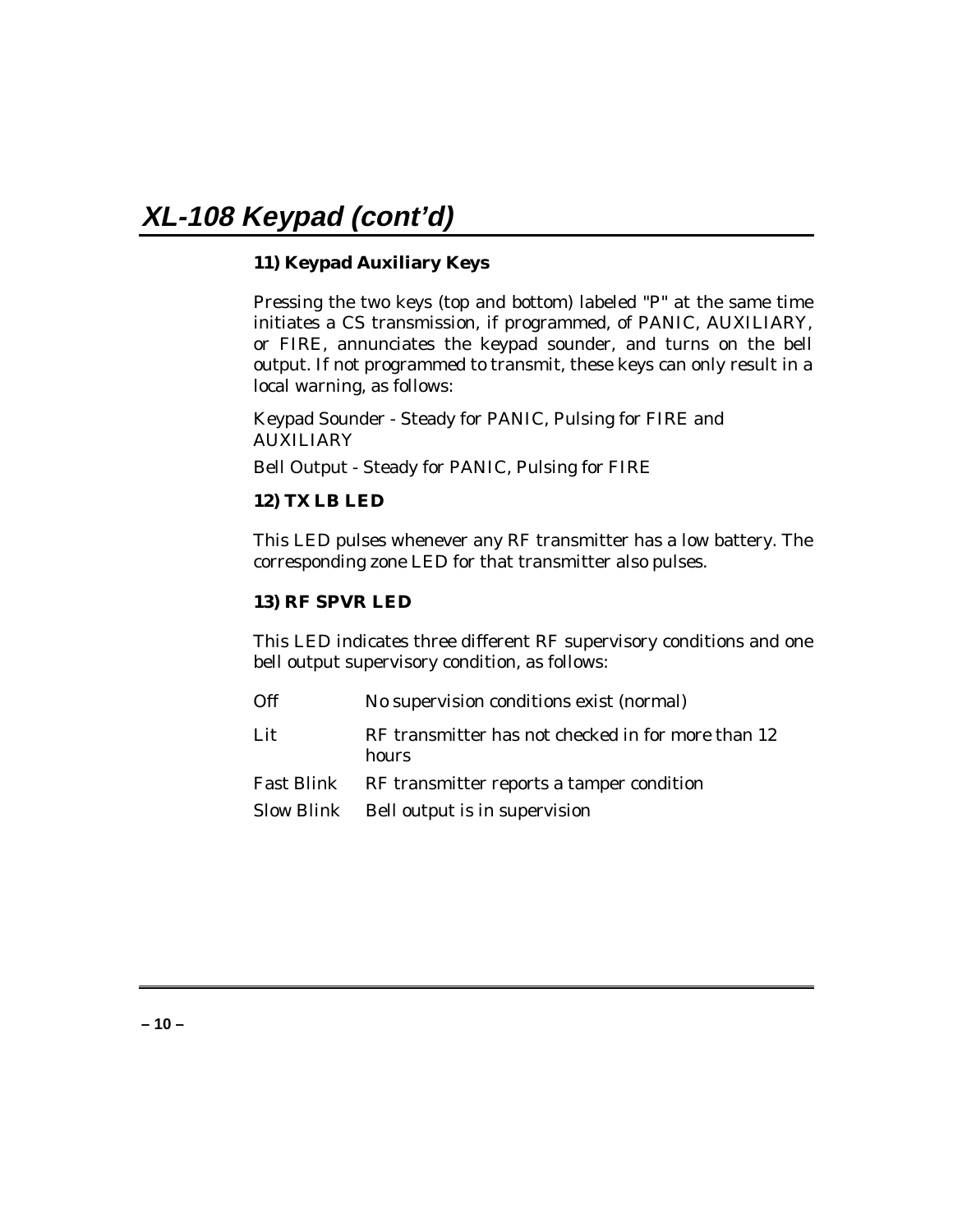# XL-108 Keypad (cont'd)

### 11) Keypad Auxiliary Keys

Pressing the two keys (top and bottom) labeled "P" at the same time initiates a CS transmission, if programmed, of PANIC, AUXILIARY, or FIRE, annunciates the keypad sounder, and turns on the bell output. If not programmed to transmit, these keys can only result in a local warning, as follows:

Keypad Sounder - Steady for PANIC, Pulsing for FIRE and AUXILIARY

Bell Output - Steady for PANIC, Pulsing for FIRE

### 12) TX LB LED

This LED pulses whenever any RF transmitter has a low battery. The corresponding zone LED for that transmitter also pulses.

### 13) RF SPVR LED

This LED indicates three different RF supervisory conditions and one bell output supervisory condition, as follows:

| | |
|---|---|
| Off | No supervision conditions exist (normal) |
| Lit | RF transmitter has not checked in for more than 12 hours |
| Fast Blink | RF transmitter reports a tamper condition |
| Slow Blink | Bell output is in supervision |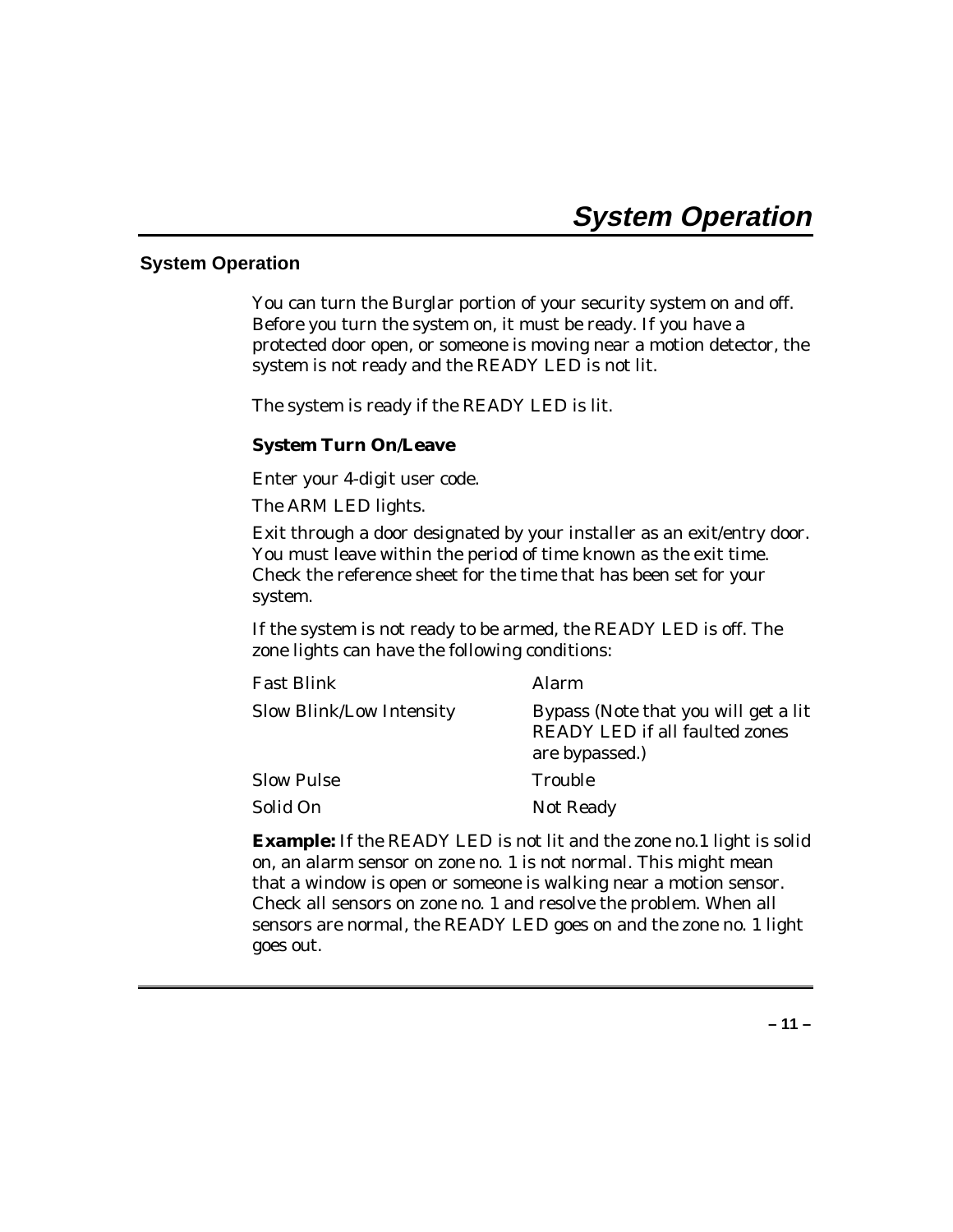# System Operation

## System Operation

You can turn the Burglar portion of your security system on and off. Before you turn the system on, it must be ready. If you have a protected door open, or someone is moving near a motion detector, the system is not ready and the READY LED is not lit.

The system is ready if the READY LED is lit.

### System Turn On/Leave

Enter your 4-digit user code.

The ARM LED lights.

Exit through a door designated by your installer as an exit/entry door. You must leave within the period of time known as the exit time. Check the reference sheet for the time that has been set for your system.

If the system is not ready to be armed, the READY LED is off. The zone lights can have the following conditions:

| | |
|---|---|
| Fast Blink | Alarm |
| Slow Blink/Low Intensity | Bypass (Note that you will get a lit READY LED if all faulted zones are bypassed.) |
| Slow Pulse | Trouble |
| Solid On | Not Ready |

**Example:** If the READY LED is not lit and the zone no.1 light is solid on, an alarm sensor on zone no. 1 is not normal. This might mean that a window is open or someone is walking near a motion sensor. Check all sensors on zone no. 1 and resolve the problem. When all sensors are normal, the READY LED goes on and the zone no. 1 light goes out.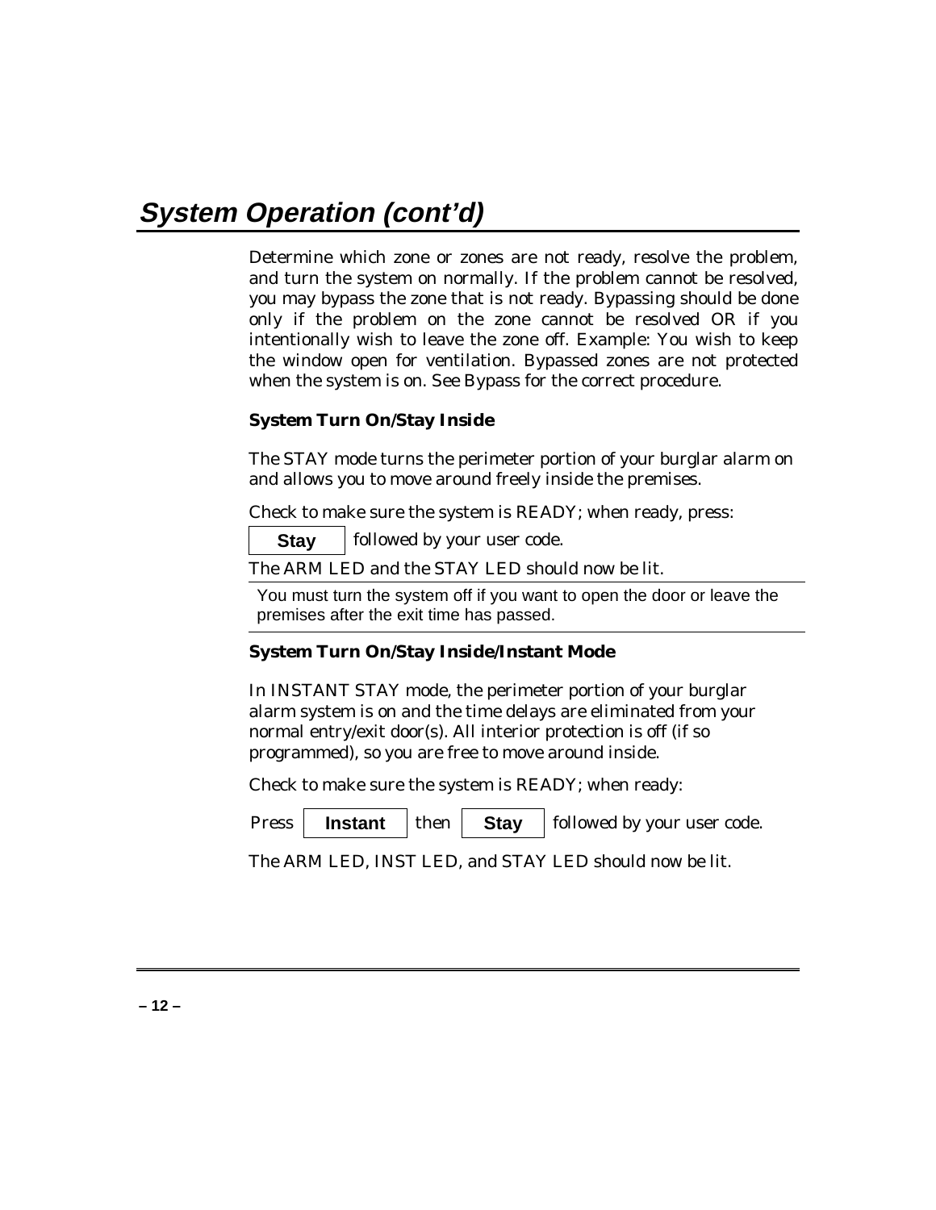# System Operation (cont'd)

Determine which zone or zones are not ready, resolve the problem, and turn the system on normally. If the problem cannot be resolved, you may bypass the zone that is not ready. Bypassing should be done only if the problem on the zone cannot be resolved OR if you intentionally wish to leave the zone off. Example: You wish to keep the window open for ventilation. Bypassed zones are not protected when the system is on. See Bypass for the correct procedure.

**System Turn On/Stay Inside**

The STAY mode turns the perimeter portion of your burglar alarm on and allows you to move around freely inside the premises.

Check to make sure the system is READY; when ready, press:

**Stay** followed by your user code.

The ARM LED and the STAY LED should now be lit.

---

You must turn the system off if you want to open the door or leave the premises after the exit time has passed.

---

**System Turn On/Stay Inside/Instant Mode**

In INSTANT STAY mode, the perimeter portion of your burglar alarm system is on and the time delays are eliminated from your normal entry/exit door(s). All interior protection is off (if so programmed), so you are free to move around inside.

Check to make sure the system is READY; when ready:

Press **Instant** then **Stay** followed by your user code.

The ARM LED, INST LED, and STAY LED should now be lit.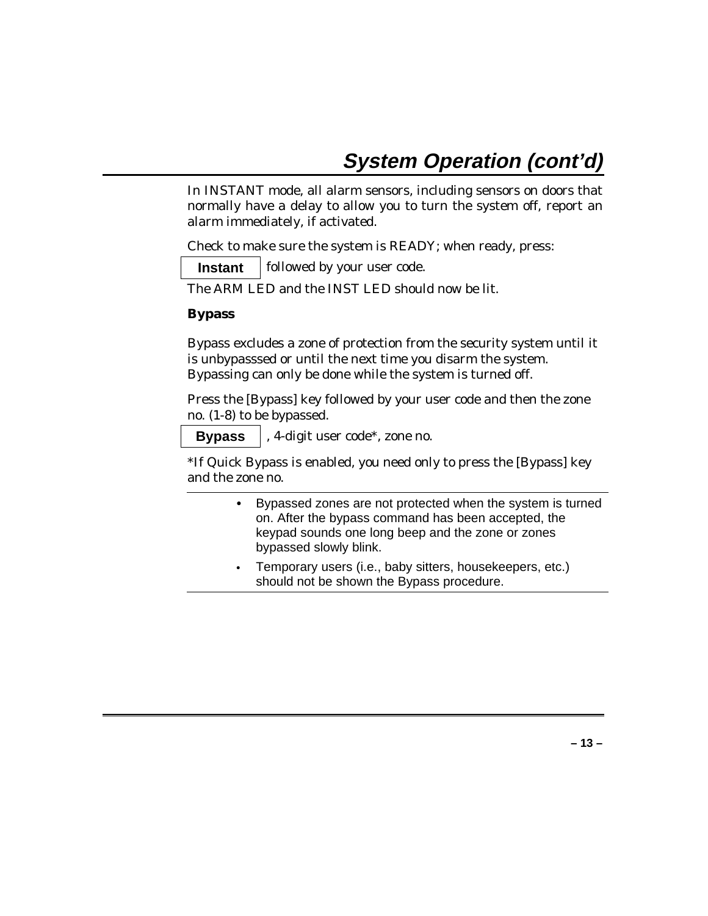# System Operation (cont'd)

In INSTANT mode, all alarm sensors, including sensors on doors that normally have a delay to allow you to turn the system off, report an alarm immediately, if activated.

Check to make sure the system is READY; when ready, press:

**Instant** followed by your user code.

The ARM LED and the INST LED should now be lit.

**Bypass**

Bypass excludes a zone of protection from the security system until it is unbypasssed or until the next time you disarm the system. Bypassing can only be done while the system is turned off.

Press the [Bypass] key followed by your user code and then the zone no. (1-8) to be bypassed.

**Bypass** , 4-digit user code*, zone no.

*If Quick Bypass is enabled, you need only to press the [Bypass] key and the zone no.

---

- Bypassed zones are not protected when the system is turned on. After the bypass command has been accepted, the keypad sounds one long beep and the zone or zones bypassed slowly blink.
- Temporary users (i.e., baby sitters, housekeepers, etc.) should not be shown the Bypass procedure.

---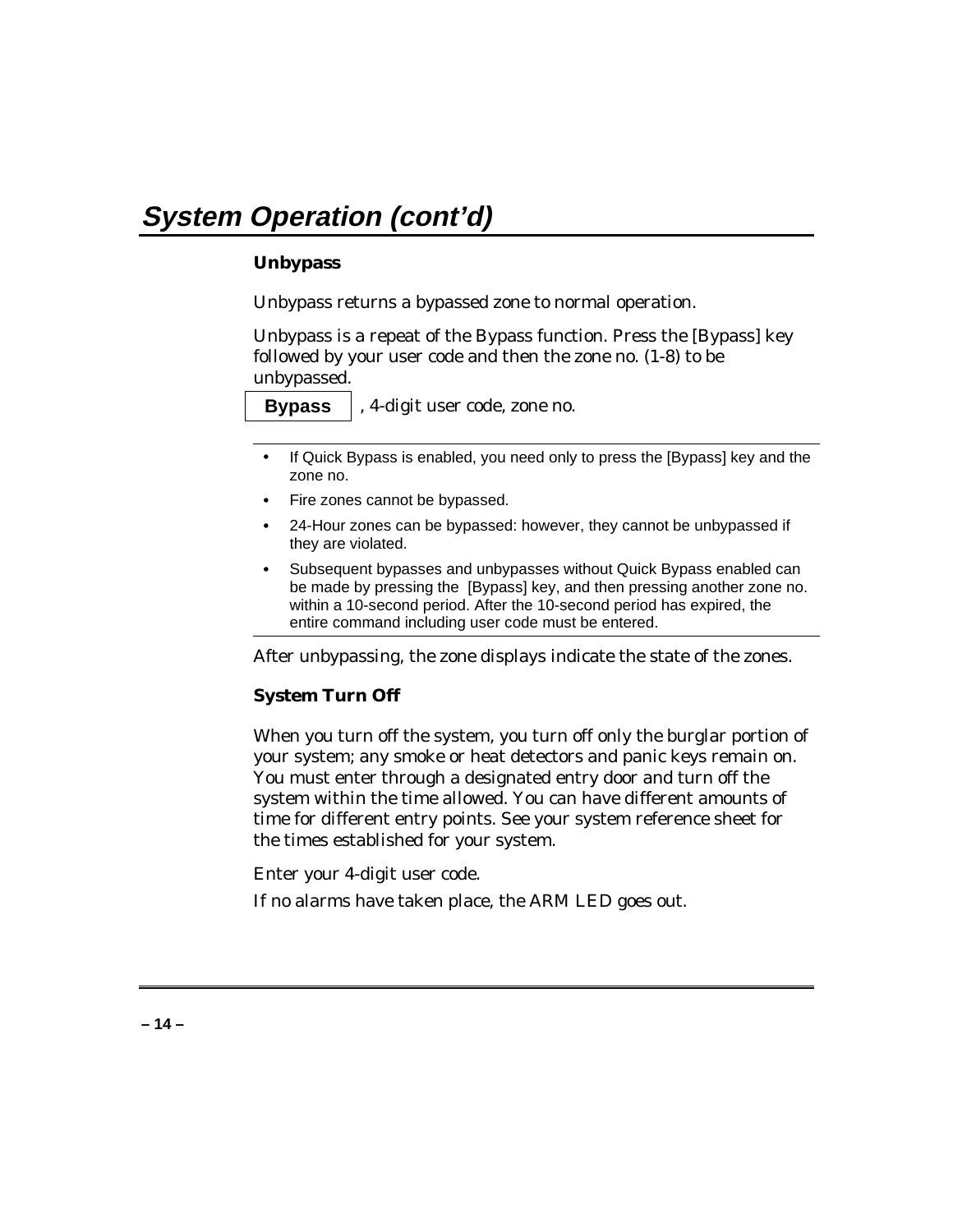# System Operation (cont'd)

### Unbypass

Unbypass returns a bypassed zone to normal operation.

Unbypass is a repeat of the Bypass function. Press the [Bypass] key followed by your user code and then the zone no. (1-8) to be unbypassed.

**Bypass** , 4-digit user code, zone no.

- If Quick Bypass is enabled, you need only to press the [Bypass] key and the zone no.
- Fire zones cannot be bypassed.
- 24-Hour zones can be bypassed: however, they cannot be unbypassed if they are violated.
- Subsequent bypasses and unbypasses without Quick Bypass enabled can be made by pressing the [Bypass] key, and then pressing another zone no. within a 10-second period. After the 10-second period has expired, the entire command including user code must be entered.

After unbypassing, the zone displays indicate the state of the zones.

### System Turn Off

When you turn off the system, you turn off only the burglar portion of your system; any smoke or heat detectors and panic keys remain on. You must enter through a designated entry door and turn off the system within the time allowed. You can have different amounts of time for different entry points. See your system reference sheet for the times established for your system.

Enter your 4-digit user code.

If no alarms have taken place, the ARM LED goes out.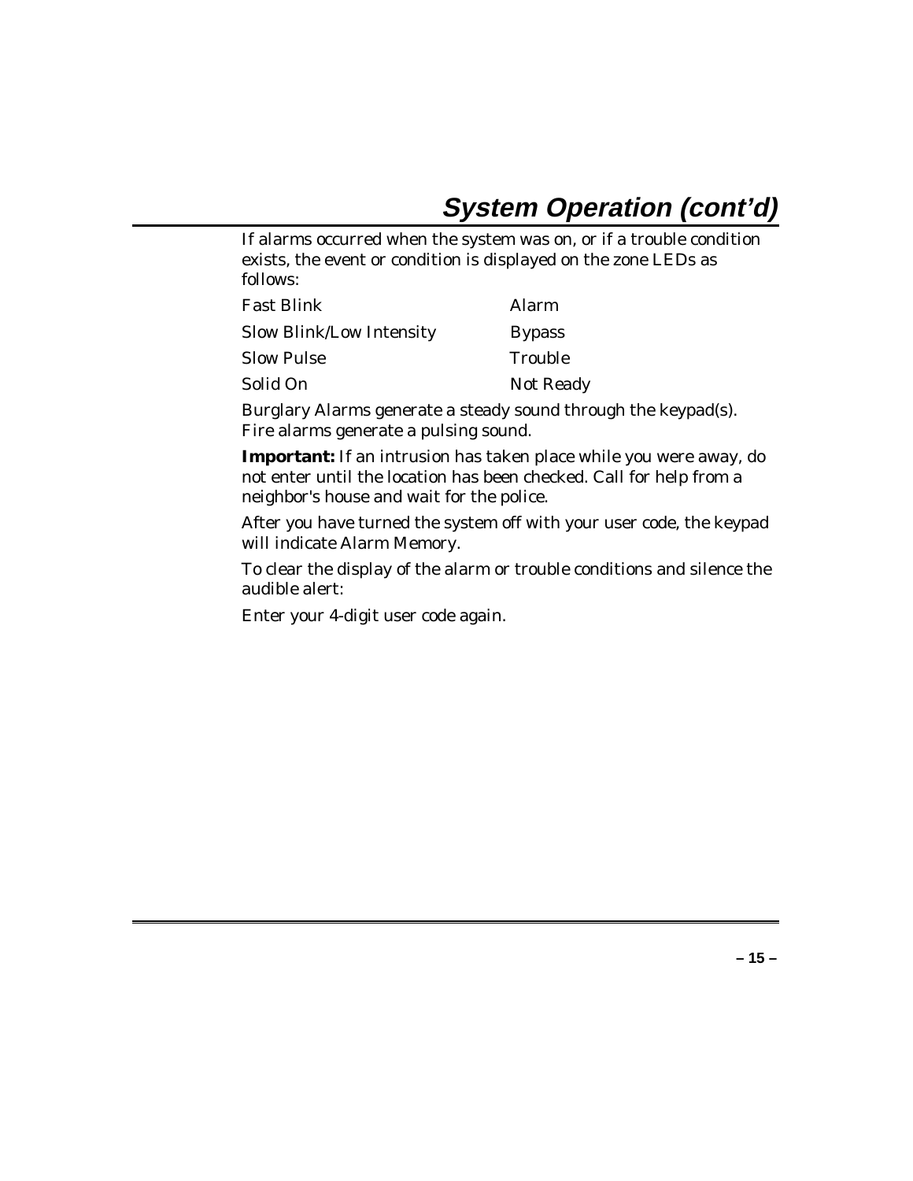# System Operation (cont'd)

If alarms occurred when the system was on, or if a trouble condition exists, the event or condition is displayed on the zone LEDs as follows:

| | |
|---|---|
| Fast Blink | Alarm |
| Slow Blink/Low Intensity | Bypass |
| Slow Pulse | Trouble |
| Solid On | Not Ready |

Burglary Alarms generate a steady sound through the keypad(s). Fire alarms generate a pulsing sound.

**Important:** If an intrusion has taken place while you were away, do not enter until the location has been checked. Call for help from a neighbor's house and wait for the police.

After you have turned the system off with your user code, the keypad will indicate Alarm Memory.

To clear the display of the alarm or trouble conditions and silence the audible alert:

Enter your 4-digit user code again.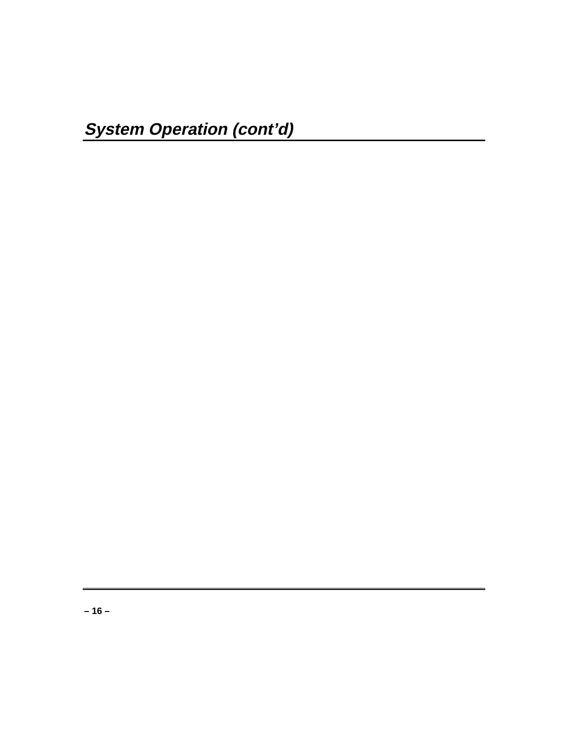## *System Operation (cont'd)*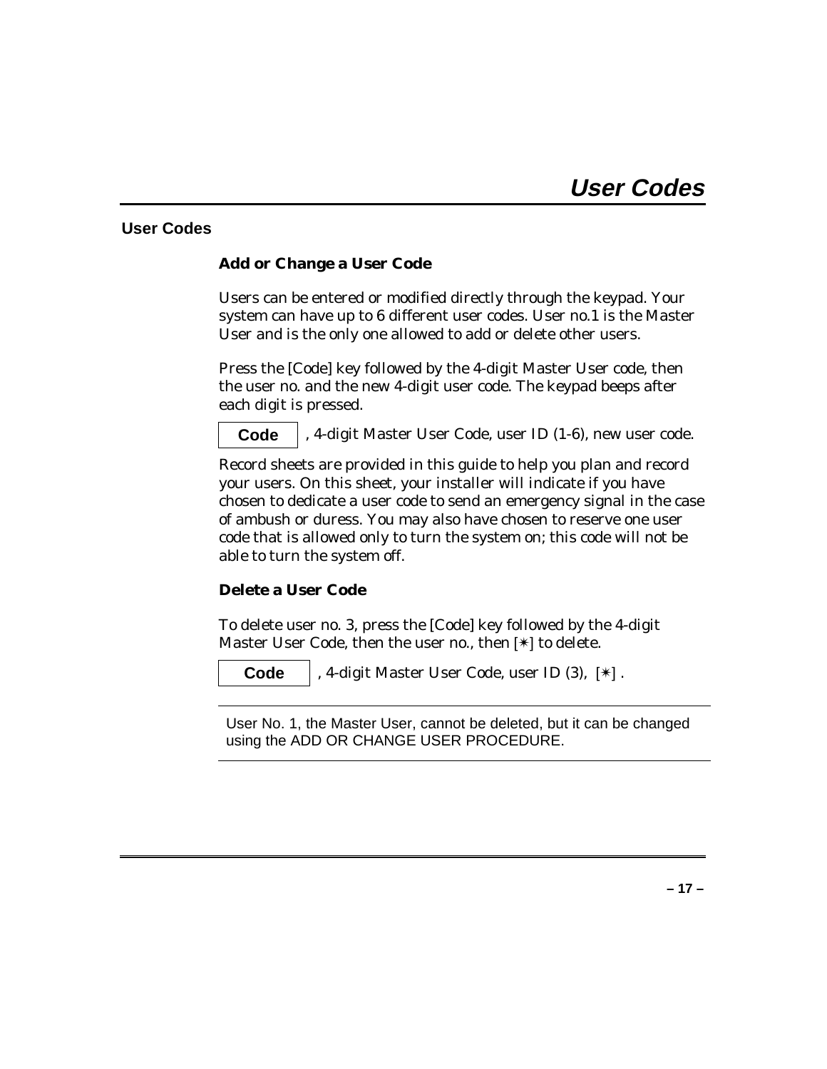# User Codes

## User Codes

### Add or Change a User Code

Users can be entered or modified directly through the keypad. Your system can have up to 6 different user codes. User no.1 is the Master User and is the only one allowed to add or delete other users.

Press the [Code] key followed by the 4-digit Master User code, then the user no. and the new 4-digit user code. The keypad beeps after each digit is pressed.

**Code** , 4-digit Master User Code, user ID (1-6), new user code.

Record sheets are provided in this guide to help you plan and record your users. On this sheet, your installer will indicate if you have chosen to dedicate a user code to send an emergency signal in the case of ambush or duress. You may also have chosen to reserve one user code that is allowed only to turn the system on; this code will not be able to turn the system off.

### Delete a User Code

To delete user no. 3, press the [Code] key followed by the 4-digit Master User Code, then the user no., then [✶] to delete.

**Code** , 4-digit Master User Code, user ID (3), [✶] .

---

User No. 1, the Master User, cannot be deleted, but it can be changed using the ADD OR CHANGE USER PROCEDURE.

---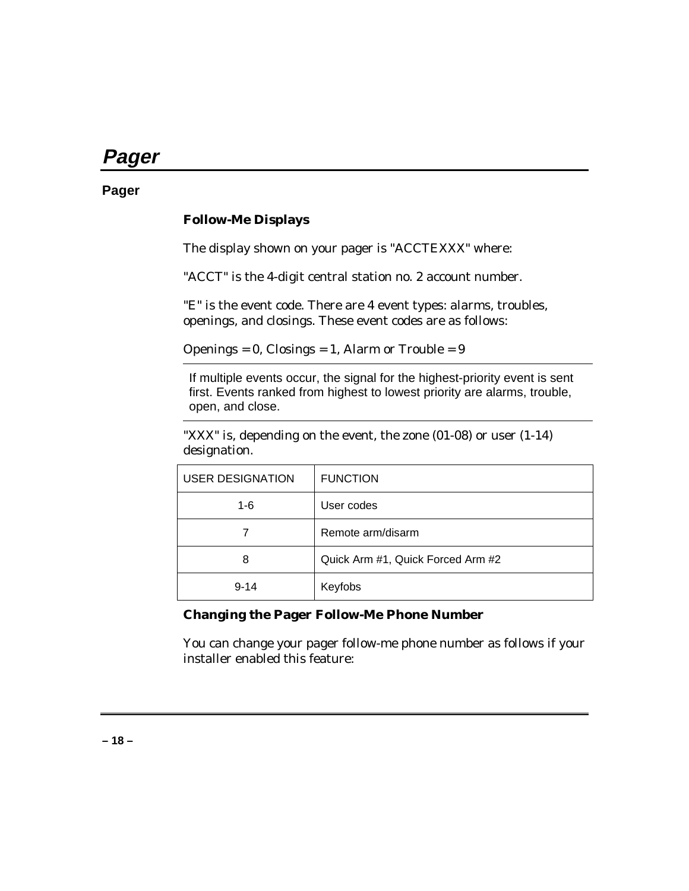# Pager

## Pager

### Follow-Me Displays

The display shown on your pager is "ACCTEXXX" where:

"ACCT" is the 4-digit central station no. 2 account number.

"E" is the event code. There are 4 event types: alarms, troubles, openings, and closings. These event codes are as follows:

Openings = 0, Closings = 1, Alarm or Trouble = 9

---

If multiple events occur, the signal for the highest-priority event is sent first. Events ranked from highest to lowest priority are alarms, trouble, open, and close.

---

"XXX" is, depending on the event, the zone (01-08) or user (1-14) designation.

| USER DESIGNATION | FUNCTION |
|---|---|
| 1-6 | User codes |
| 7 | Remote arm/disarm |
| 8 | Quick Arm #1, Quick Forced Arm #2 |
| 9-14 | Keyfobs |

### Changing the Pager Follow-Me Phone Number

You can change your pager follow-me phone number as follows if your installer enabled this feature: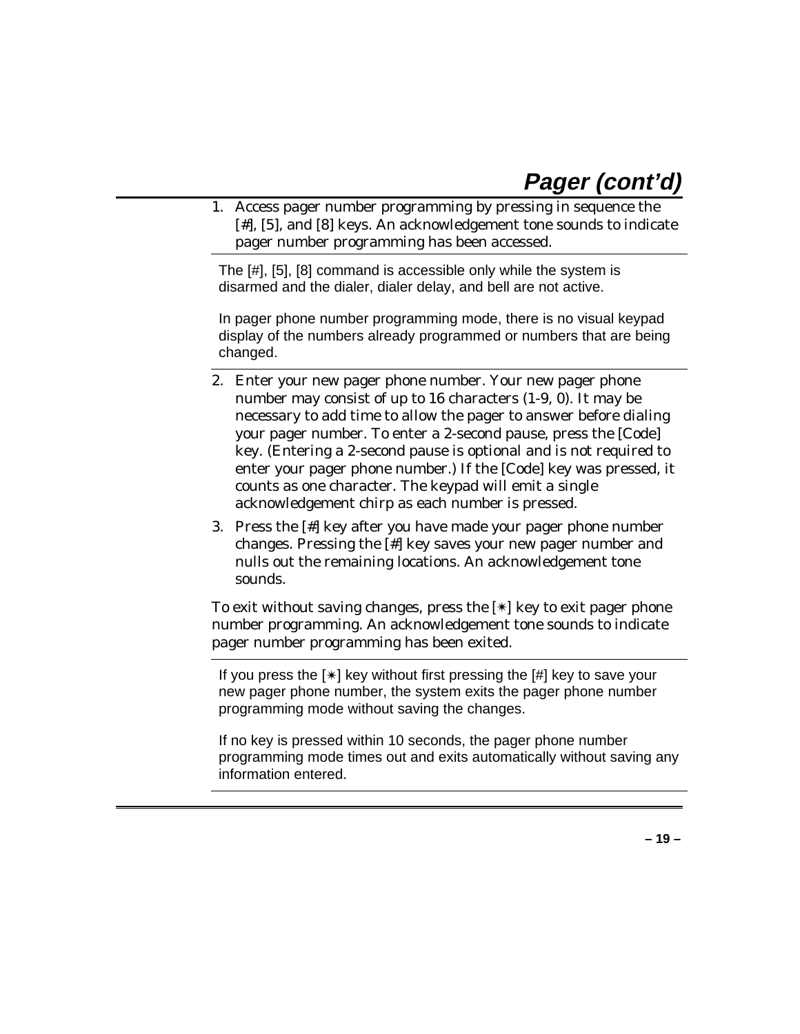## Pager (cont'd)

1. Access pager number programming by pressing in sequence the [#], [5], and [8] keys. An acknowledgement tone sounds to indicate pager number programming has been accessed.

> The [#], [5], [8] command is accessible only while the system is disarmed and the dialer, dialer delay, and bell are not active.
>
> In pager phone number programming mode, there is no visual keypad display of the numbers already programmed or numbers that are being changed.

2. Enter your new pager phone number. Your new pager phone number may consist of up to 16 characters (1-9, 0). It may be necessary to add time to allow the pager to answer before dialing your pager number. To enter a 2-second pause, press the [Code] key. (Entering a 2-second pause is optional and is not required to enter your pager phone number.) If the [Code] key was pressed, it counts as one character. The keypad will emit a single acknowledgement chirp as each number is pressed.
3. Press the [#] key after you have made your pager phone number changes. Pressing the [#] key saves your new pager number and nulls out the remaining locations. An acknowledgement tone sounds.

To exit without saving changes, press the [✳] key to exit pager phone number programming. An acknowledgement tone sounds to indicate pager number programming has been exited.

> If you press the [✳] key without first pressing the [#] key to save your new pager phone number, the system exits the pager phone number programming mode without saving the changes.
>
> If no key is pressed within 10 seconds, the pager phone number programming mode times out and exits automatically without saving any information entered.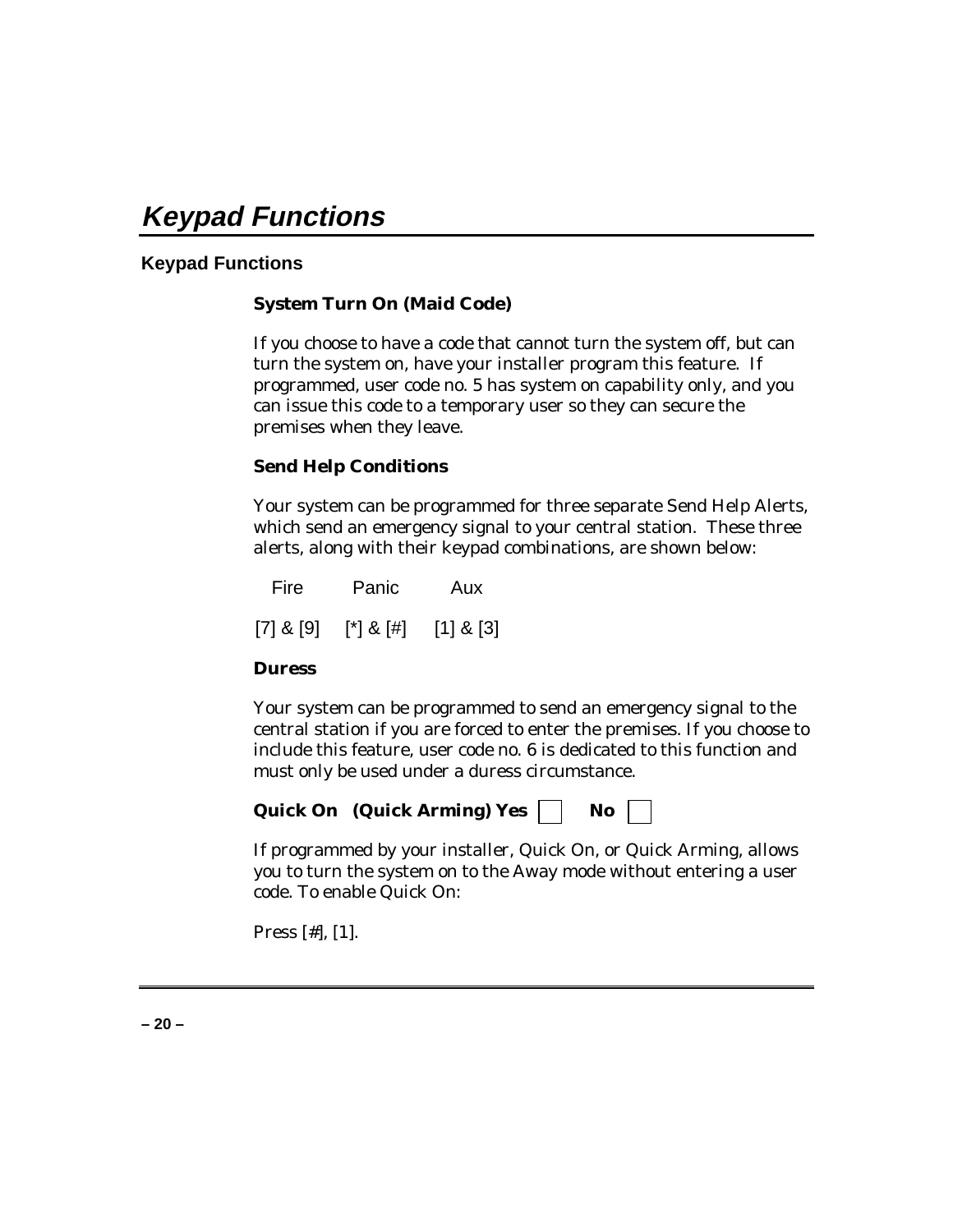# Keypad Functions

## Keypad Functions

### System Turn On (Maid Code)

If you choose to have a code that cannot turn the system off, but can turn the system on, have your installer program this feature. If programmed, user code no. 5 has system on capability only, and you can issue this code to a temporary user so they can secure the premises when they leave.

### Send Help Conditions

Your system can be programmed for three separate Send Help Alerts, which send an emergency signal to your central station. These three alerts, along with their keypad combinations, are shown below:

| Fire | Panic | Aux |
|---|---|---|
| [7] & [9] | [*] & [#] | [1] & [3] |

### Duress

Your system can be programmed to send an emergency signal to the central station if you are forced to enter the premises. If you choose to include this feature, user code no. 6 is dedicated to this function and must only be used under a duress circumstance.

### Quick On (Quick Arming) Yes ☐ No ☐

If programmed by your installer, Quick On, or Quick Arming, allows you to turn the system on to the Away mode without entering a user code. To enable Quick On:

Press [#], [1].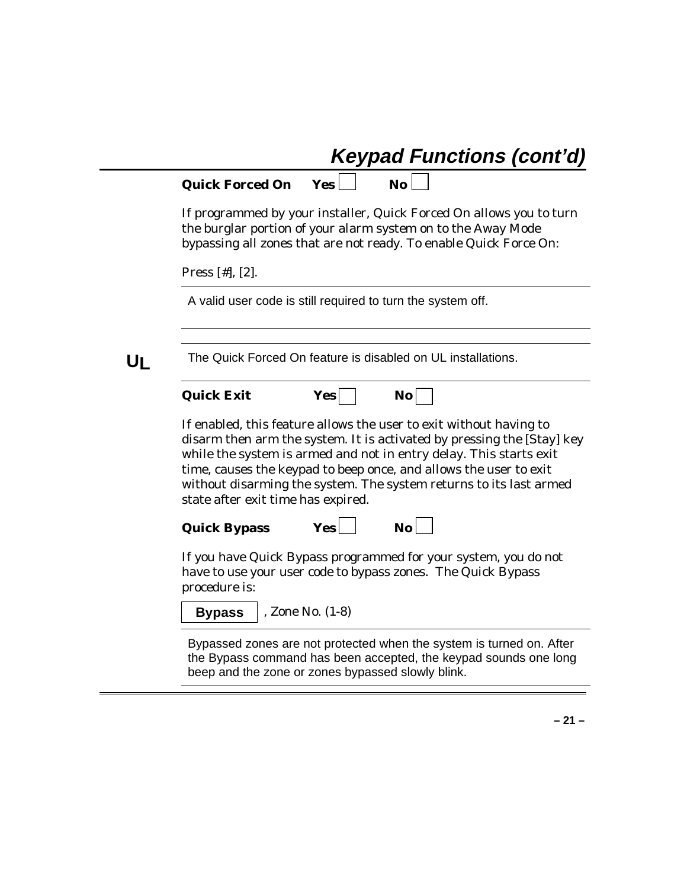## Keypad Functions (cont'd)

**Quick Forced On** **Yes** ☐ **No** ☐

If programmed by your installer, Quick Forced On allows you to turn the burglar portion of your alarm system on to the Away Mode bypassing all zones that are not ready. To enable Quick Force On:

Press [#], [2].

A valid user code is still required to turn the system off.

---

**UL** The Quick Forced On feature is disabled on UL installations.

---

**Quick Exit** **Yes** ☐ **No** ☐

If enabled, this feature allows the user to exit without having to disarm then arm the system. It is activated by pressing the [Stay] key while the system is armed and not in entry delay. This starts exit time, causes the keypad to beep once, and allows the user to exit without disarming the system. The system returns to its last armed state after exit time has expired.

**Quick Bypass** **Yes** ☐ **No** ☐

If you have Quick Bypass programmed for your system, you do not have to use your user code to bypass zones. The Quick Bypass procedure is:

**Bypass**, Zone No. (1-8)

---

Bypassed zones are not protected when the system is turned on. After the Bypass command has been accepted, the keypad sounds one long beep and the zone or zones bypassed slowly blink.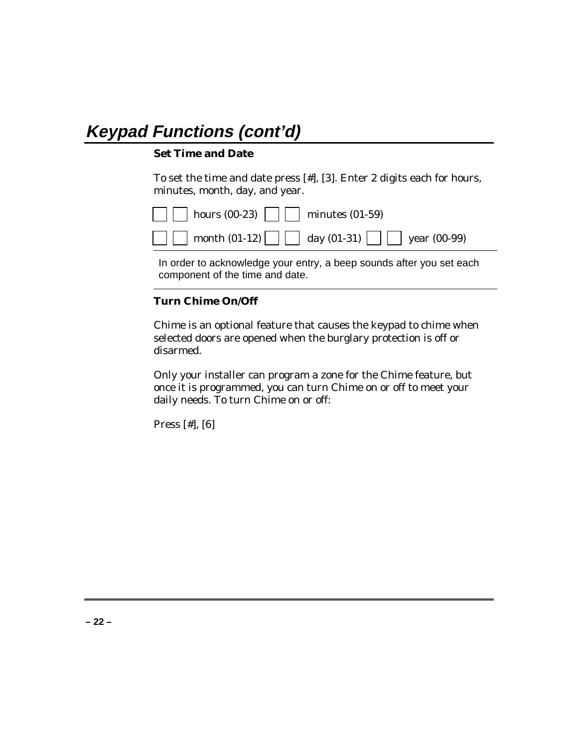# Keypad Functions (cont'd)

### Set Time and Date

To set the time and date press [#], [3]. Enter 2 digits each for hours, minutes, month, day, and year.

☐☐ hours (00-23) ☐☐ minutes (01-59)

☐☐ month (01-12) ☐☐ day (01-31) ☐☐ year (00-99)

---

In order to acknowledge your entry, a beep sounds after you set each component of the time and date.

---

### Turn Chime On/Off

Chime is an optional feature that causes the keypad to chime when selected doors are opened when the burglary protection is off or disarmed.

Only your installer can program a zone for the Chime feature, but once it is programmed, you can turn Chime on or off to meet your daily needs. To turn Chime on or off:

Press [#], [6]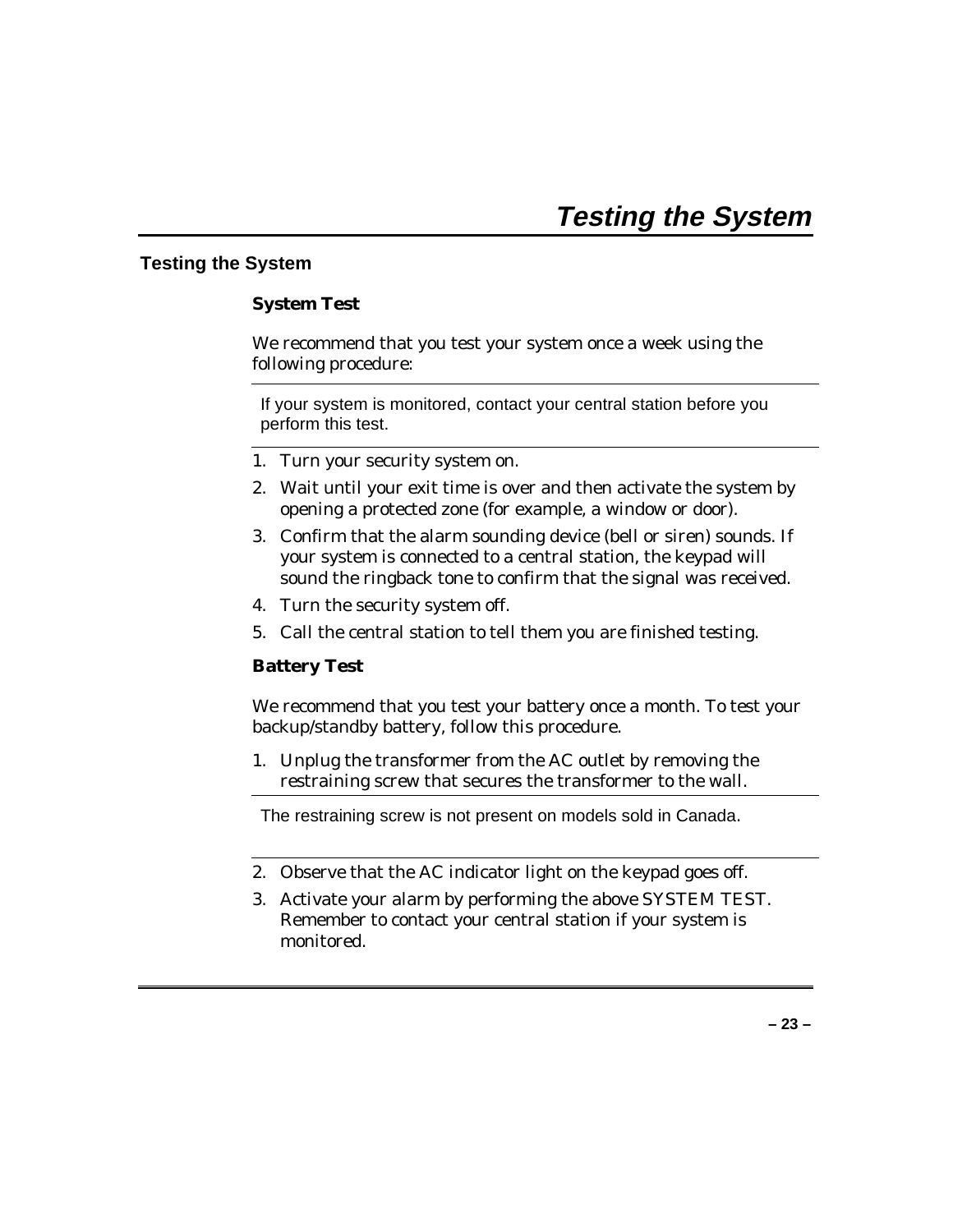# Testing the System

## Testing the System

### System Test

We recommend that you test your system once a week using the following procedure:

> If your system is monitored, contact your central station before you perform this test.

1. Turn your security system on.
2. Wait until your exit time is over and then activate the system by opening a protected zone (for example, a window or door).
3. Confirm that the alarm sounding device (bell or siren) sounds. If your system is connected to a central station, the keypad will sound the ringback tone to confirm that the signal was received.
4. Turn the security system off.
5. Call the central station to tell them you are finished testing.

### Battery Test

We recommend that you test your battery once a month. To test your backup/standby battery, follow this procedure.

1. Unplug the transformer from the AC outlet by removing the restraining screw that secures the transformer to the wall.

> The restraining screw is not present on models sold in Canada.

2. Observe that the AC indicator light on the keypad goes off.
3. Activate your alarm by performing the above SYSTEM TEST. Remember to contact your central station if your system is monitored.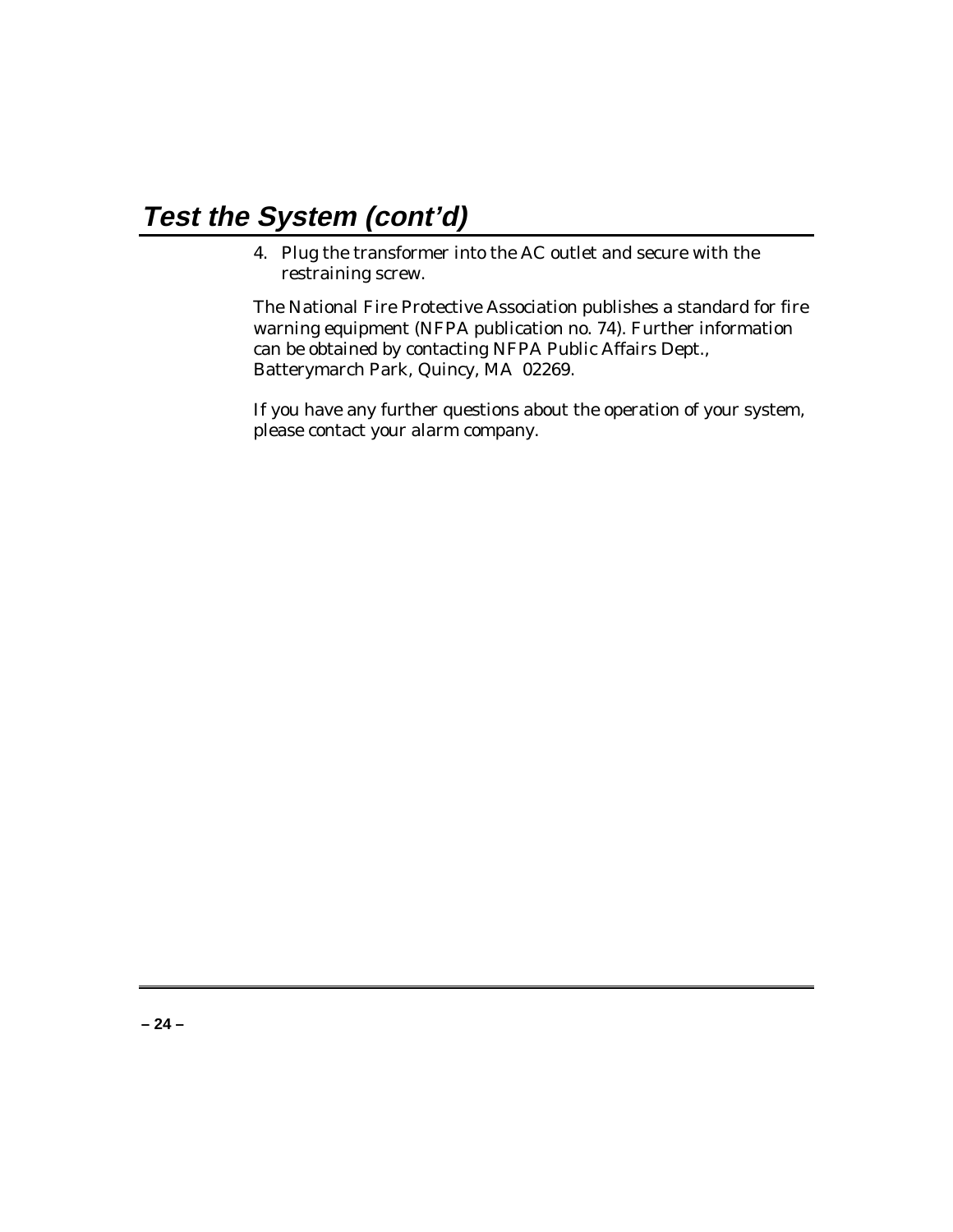# Test the System (cont'd)

4. Plug the transformer into the AC outlet and secure with the restraining screw.

The National Fire Protective Association publishes a standard for fire warning equipment (NFPA publication no. 74). Further information can be obtained by contacting NFPA Public Affairs Dept., Batterymarch Park, Quincy, MA 02269.

If you have any further questions about the operation of your system, please contact your alarm company.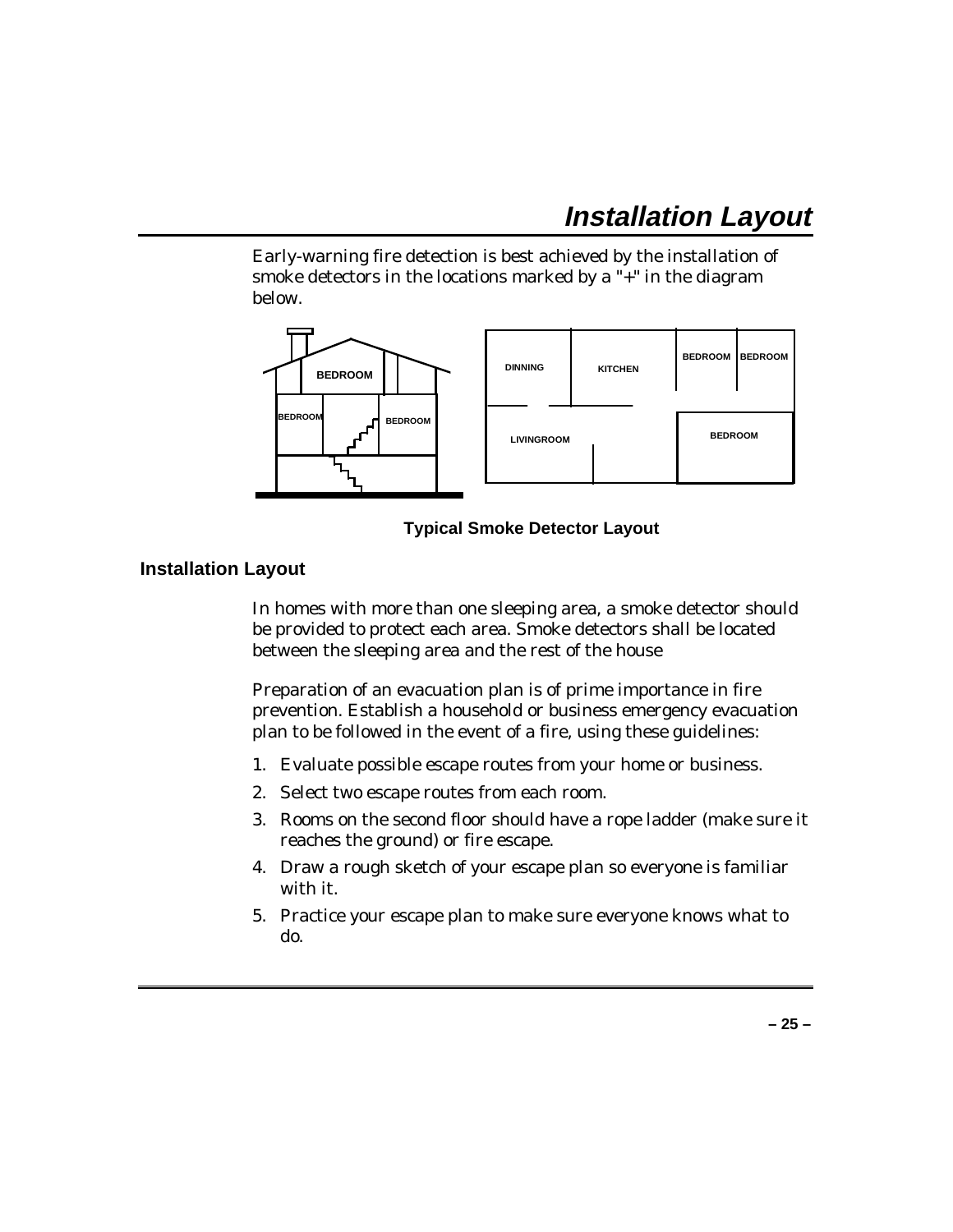# Installation Layout

Early-warning fire detection is best achieved by the installation of smoke detectors in the locations marked by a "+" in the diagram below.

BEDROOM
BEDROOM
BEDROOM
DINNING
KITCHEN
BEDROOM
BEDROOM
LIVINGROOM
BEDROOM

**Typical Smoke Detector Layout**

## Installation Layout

In homes with more than one sleeping area, a smoke detector should be provided to protect each area. Smoke detectors shall be located between the sleeping area and the rest of the house

Preparation of an evacuation plan is of prime importance in fire prevention. Establish a household or business emergency evacuation plan to be followed in the event of a fire, using these guidelines:

1. Evaluate possible escape routes from your home or business.
2. Select two escape routes from each room.
3. Rooms on the second floor should have a rope ladder (make sure it reaches the ground) or fire escape.
4. Draw a rough sketch of your escape plan so everyone is familiar with it.
5. Practice your escape plan to make sure everyone knows what to do.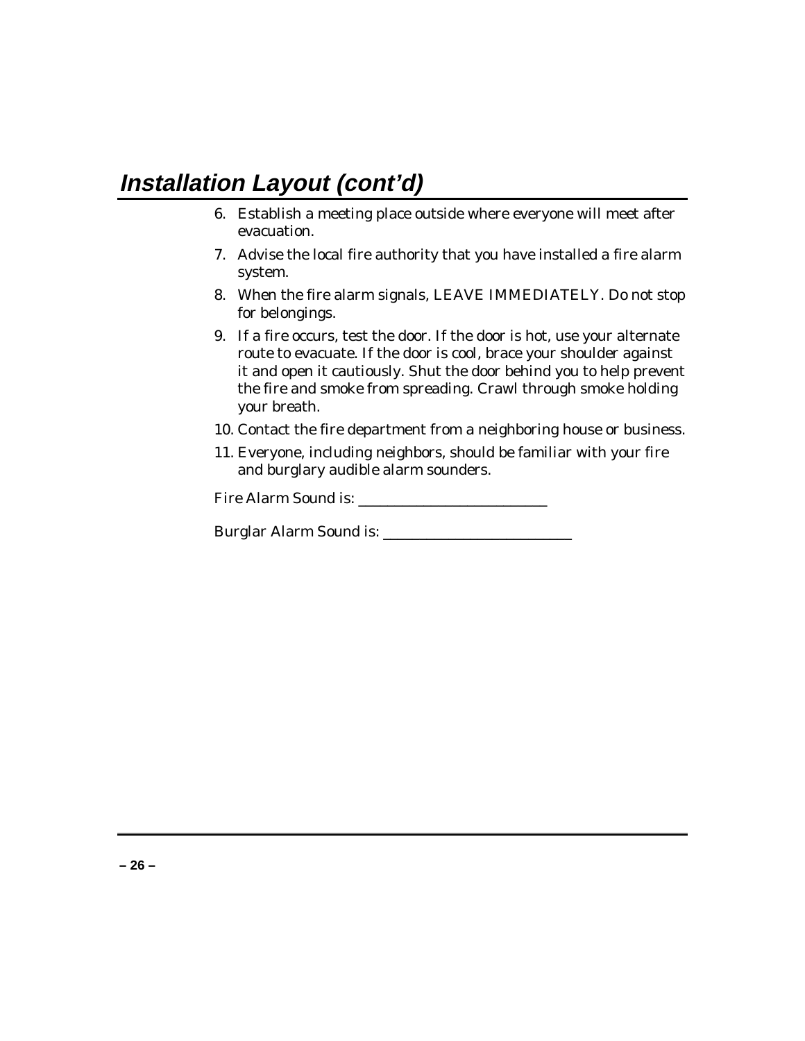## Installation Layout (cont'd)

6. Establish a meeting place outside where everyone will meet after evacuation.
7. Advise the local fire authority that you have installed a fire alarm system.
8. When the fire alarm signals, LEAVE IMMEDIATELY. Do not stop for belongings.
9. If a fire occurs, test the door. If the door is hot, use your alternate route to evacuate. If the door is cool, brace your shoulder against it and open it cautiously. Shut the door behind you to help prevent the fire and smoke from spreading. Crawl through smoke holding your breath.
10. Contact the fire department from a neighboring house or business.
11. Everyone, including neighbors, should be familiar with your fire and burglary audible alarm sounders.

Fire Alarm Sound is: ___________________________

Burglar Alarm Sound is: ___________________________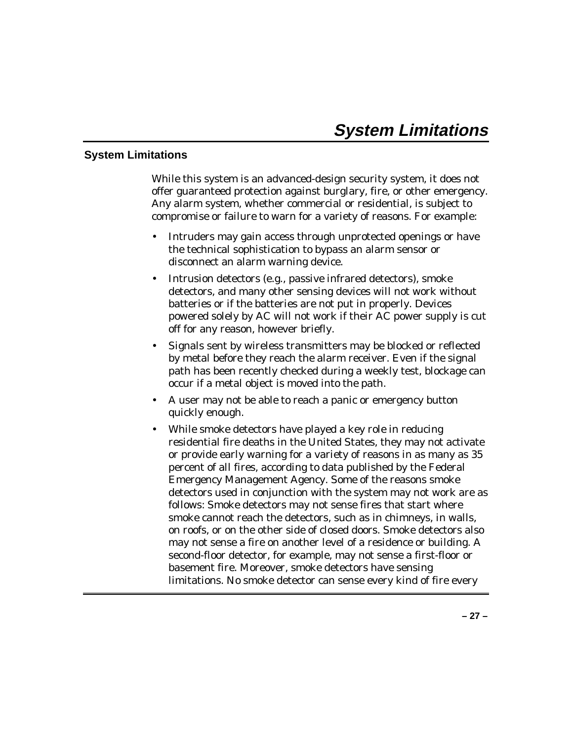# System Limitations

## System Limitations

While this system is an advanced-design security system, it does not offer guaranteed protection against burglary, fire, or other emergency. Any alarm system, whether commercial or residential, is subject to compromise or failure to warn for a variety of reasons. For example:

- Intruders may gain access through unprotected openings or have the technical sophistication to bypass an alarm sensor or disconnect an alarm warning device.
- Intrusion detectors (e.g., passive infrared detectors), smoke detectors, and many other sensing devices will not work without batteries or if the batteries are not put in properly. Devices powered solely by AC will not work if their AC power supply is cut off for any reason, however briefly.
- Signals sent by wireless transmitters may be blocked or reflected by metal before they reach the alarm receiver. Even if the signal path has been recently checked during a weekly test, blockage can occur if a metal object is moved into the path.
- A user may not be able to reach a panic or emergency button quickly enough.
- While smoke detectors have played a key role in reducing residential fire deaths in the United States, they may not activate or provide early warning for a variety of reasons in as many as 35 percent of all fires, according to data published by the Federal Emergency Management Agency. Some of the reasons smoke detectors used in conjunction with the system may not work are as follows: Smoke detectors may not sense fires that start where smoke cannot reach the detectors, such as in chimneys, in walls, on roofs, or on the other side of closed doors. Smoke detectors also may not sense a fire on another level of a residence or building. A second-floor detector, for example, may not sense a first-floor or basement fire. Moreover, smoke detectors have sensing limitations. No smoke detector can sense every kind of fire every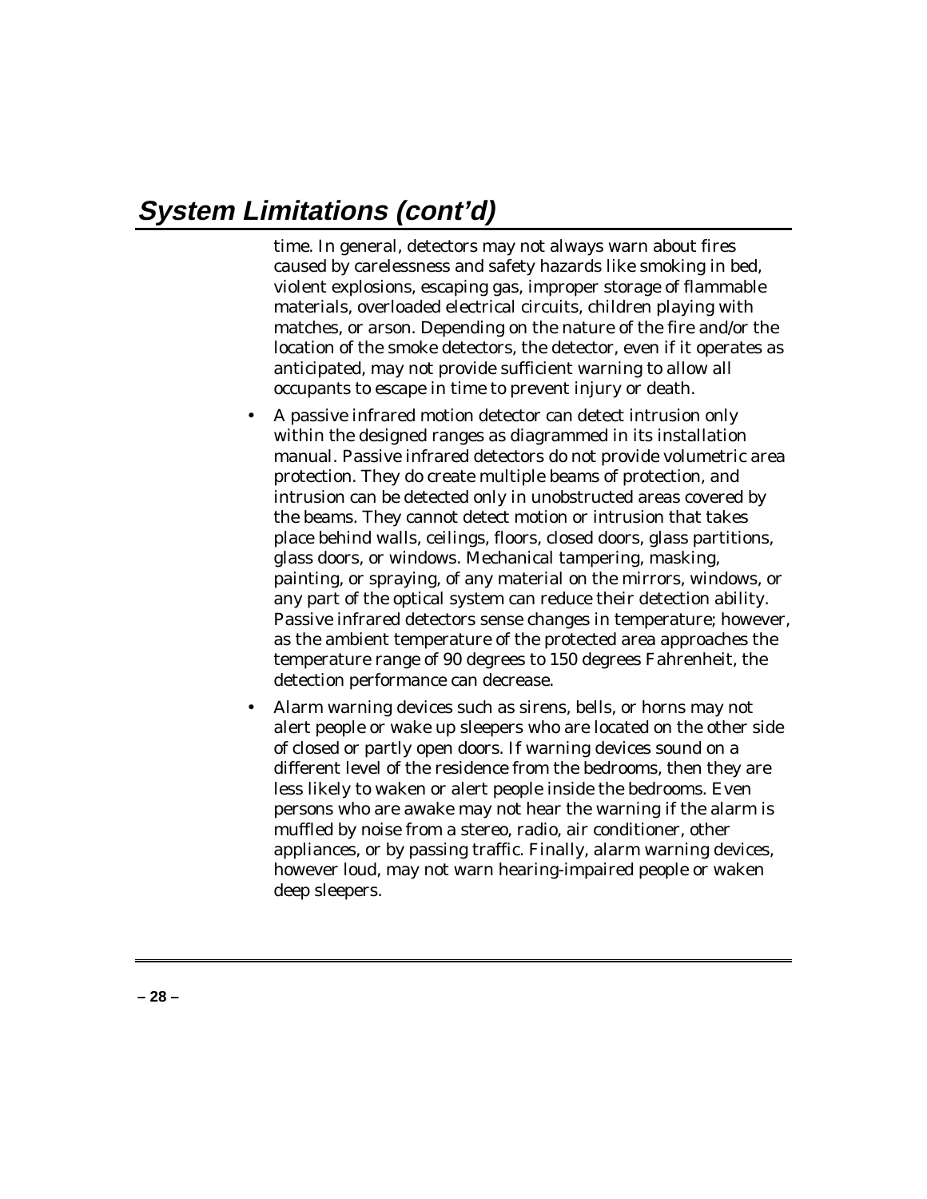## System Limitations (cont'd)

time. In general, detectors may not always warn about fires caused by carelessness and safety hazards like smoking in bed, violent explosions, escaping gas, improper storage of flammable materials, overloaded electrical circuits, children playing with matches, or arson. Depending on the nature of the fire and/or the location of the smoke detectors, the detector, even if it operates as anticipated, may not provide sufficient warning to allow all occupants to escape in time to prevent injury or death.

- A passive infrared motion detector can detect intrusion only within the designed ranges as diagrammed in its installation manual. Passive infrared detectors do not provide volumetric area protection. They do create multiple beams of protection, and intrusion can be detected only in unobstructed areas covered by the beams. They cannot detect motion or intrusion that takes place behind walls, ceilings, floors, closed doors, glass partitions, glass doors, or windows. Mechanical tampering, masking, painting, or spraying, of any material on the mirrors, windows, or any part of the optical system can reduce their detection ability. Passive infrared detectors sense changes in temperature; however, as the ambient temperature of the protected area approaches the temperature range of 90 degrees to 150 degrees Fahrenheit, the detection performance can decrease.
- Alarm warning devices such as sirens, bells, or horns may not alert people or wake up sleepers who are located on the other side of closed or partly open doors. If warning devices sound on a different level of the residence from the bedrooms, then they are less likely to waken or alert people inside the bedrooms. Even persons who are awake may not hear the warning if the alarm is muffled by noise from a stereo, radio, air conditioner, other appliances, or by passing traffic. Finally, alarm warning devices, however loud, may not warn hearing-impaired people or waken deep sleepers.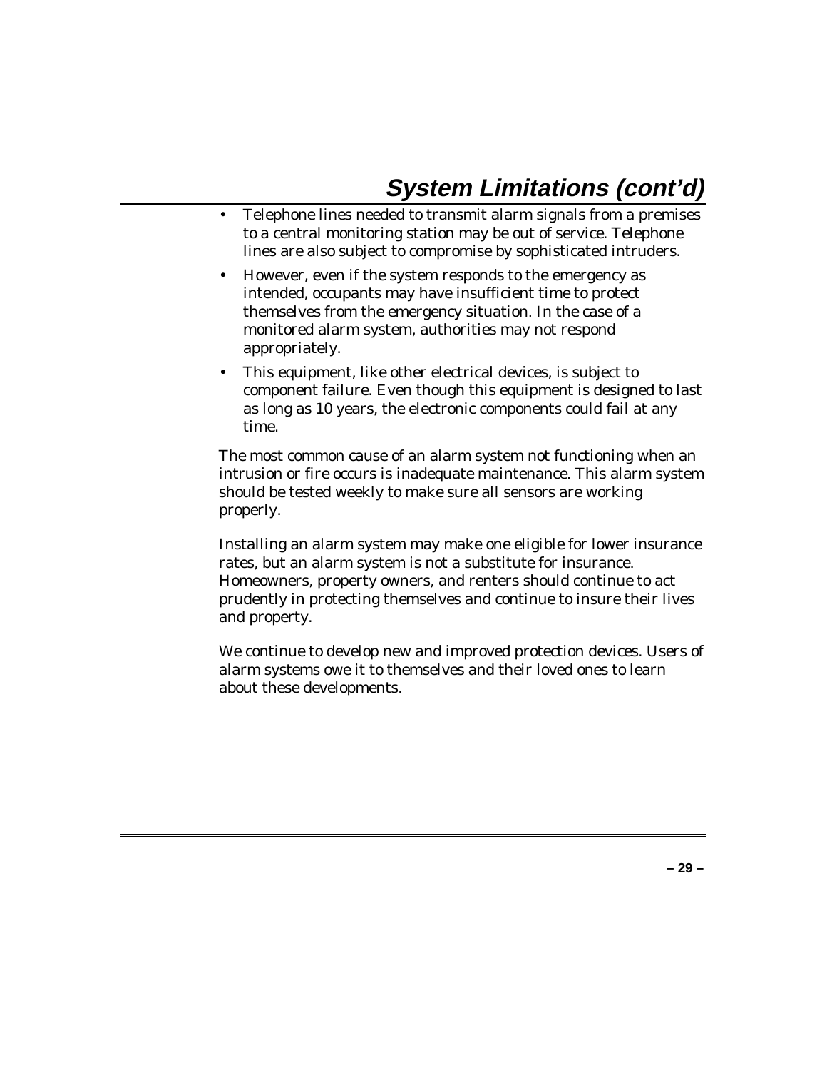# System Limitations (cont'd)

- Telephone lines needed to transmit alarm signals from a premises to a central monitoring station may be out of service. Telephone lines are also subject to compromise by sophisticated intruders.
- However, even if the system responds to the emergency as intended, occupants may have insufficient time to protect themselves from the emergency situation. In the case of a monitored alarm system, authorities may not respond appropriately.
- This equipment, like other electrical devices, is subject to component failure. Even though this equipment is designed to last as long as 10 years, the electronic components could fail at any time.

The most common cause of an alarm system not functioning when an intrusion or fire occurs is inadequate maintenance. This alarm system should be tested weekly to make sure all sensors are working properly.

Installing an alarm system may make one eligible for lower insurance rates, but an alarm system is not a substitute for insurance. Homeowners, property owners, and renters should continue to act prudently in protecting themselves and continue to insure their lives and property.

We continue to develop new and improved protection devices. Users of alarm systems owe it to themselves and their loved ones to learn about these developments.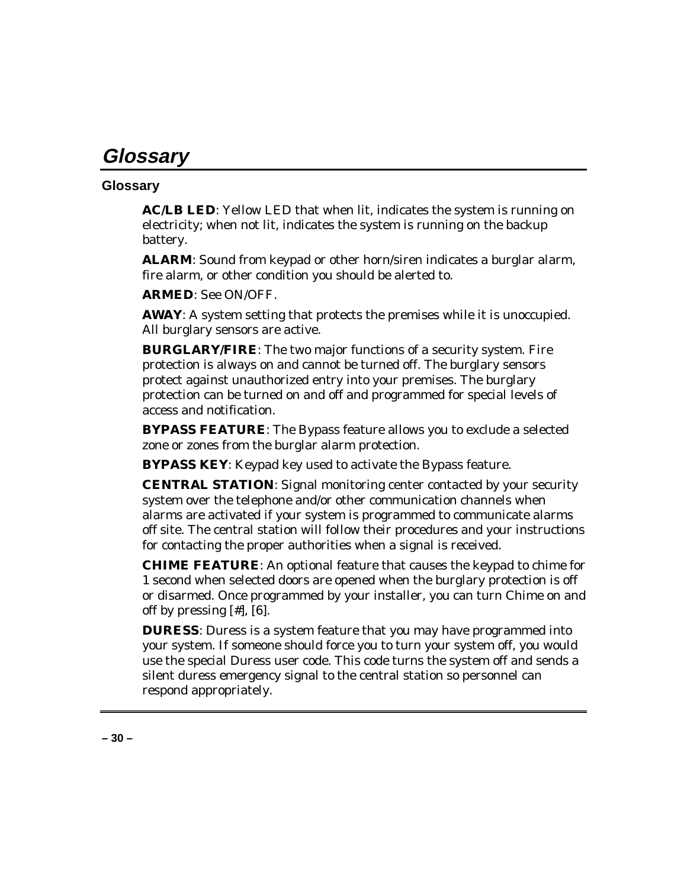# Glossary

## Glossary

**AC/LB LED**: Yellow LED that when lit, indicates the system is running on electricity; when not lit, indicates the system is running on the backup battery.

**ALARM**: Sound from keypad or other horn/siren indicates a burglar alarm, fire alarm, or other condition you should be alerted to.

**ARMED**: See ON/OFF.

**AWAY**: A system setting that protects the premises while it is unoccupied. All burglary sensors are active.

**BURGLARY/FIRE**: The two major functions of a security system. Fire protection is always on and cannot be turned off. The burglary sensors protect against unauthorized entry into your premises. The burglary protection can be turned on and off and programmed for special levels of access and notification.

**BYPASS FEATURE**: The Bypass feature allows you to exclude a selected zone or zones from the burglar alarm protection.

**BYPASS KEY**: Keypad key used to activate the Bypass feature.

**CENTRAL STATION**: Signal monitoring center contacted by your security system over the telephone and/or other communication channels when alarms are activated if your system is programmed to communicate alarms off site. The central station will follow their procedures and your instructions for contacting the proper authorities when a signal is received.

**CHIME FEATURE**: An optional feature that causes the keypad to chime for 1 second when selected doors are opened when the burglary protection is off or disarmed. Once programmed by your installer, you can turn Chime on and off by pressing [#], [6].

**DURESS**: Duress is a system feature that you may have programmed into your system. If someone should force you to turn your system off, you would use the special Duress user code. This code turns the system off and sends a silent duress emergency signal to the central station so personnel can respond appropriately.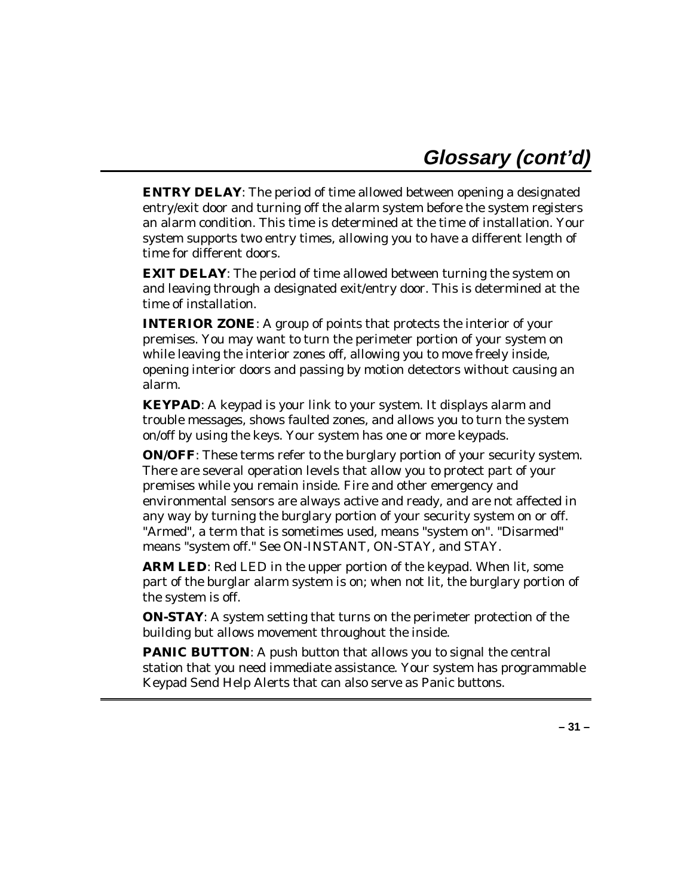# Glossary (cont'd)

**ENTRY DELAY**: The period of time allowed between opening a designated entry/exit door and turning off the alarm system before the system registers an alarm condition. This time is determined at the time of installation. Your system supports two entry times, allowing you to have a different length of time for different doors.

**EXIT DELAY**: The period of time allowed between turning the system on and leaving through a designated exit/entry door. This is determined at the time of installation.

**INTERIOR ZONE**: A group of points that protects the interior of your premises. You may want to turn the perimeter portion of your system on while leaving the interior zones off, allowing you to move freely inside, opening interior doors and passing by motion detectors without causing an alarm.

**KEYPAD**: A keypad is your link to your system. It displays alarm and trouble messages, shows faulted zones, and allows you to turn the system on/off by using the keys. Your system has one or more keypads.

**ON/OFF**: These terms refer to the burglary portion of your security system. There are several operation levels that allow you to protect part of your premises while you remain inside. Fire and other emergency and environmental sensors are always active and ready, and are not affected in any way by turning the burglary portion of your security system on or off. "Armed", a term that is sometimes used, means "system on". "Disarmed" means "system off." See ON-INSTANT, ON-STAY, and STAY.

**ARM LED**: Red LED in the upper portion of the keypad. When lit, some part of the burglar alarm system is on; when not lit, the burglary portion of the system is off.

**ON-STAY**: A system setting that turns on the perimeter protection of the building but allows movement throughout the inside.

**PANIC BUTTON**: A push button that allows you to signal the central station that you need immediate assistance. Your system has programmable Keypad Send Help Alerts that can also serve as Panic buttons.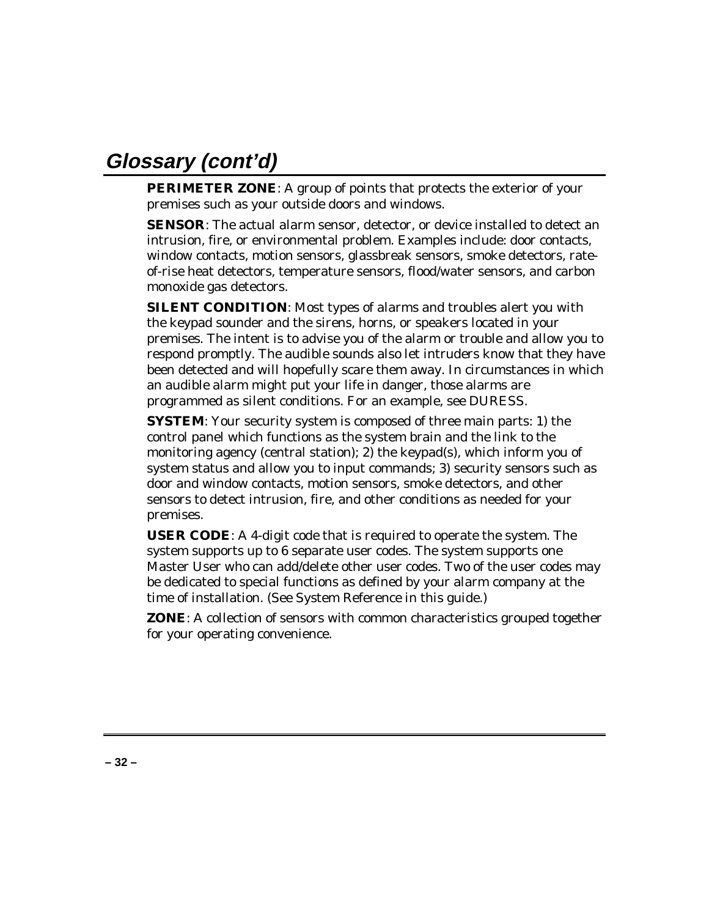## Glossary (cont'd)

**PERIMETER ZONE**: A group of points that protects the exterior of your premises such as your outside doors and windows.

**SENSOR**: The actual alarm sensor, detector, or device installed to detect an intrusion, fire, or environmental problem. Examples include: door contacts, window contacts, motion sensors, glassbreak sensors, smoke detectors, rate-of-rise heat detectors, temperature sensors, flood/water sensors, and carbon monoxide gas detectors.

**SILENT CONDITION**: Most types of alarms and troubles alert you with the keypad sounder and the sirens, horns, or speakers located in your premises. The intent is to advise you of the alarm or trouble and allow you to respond promptly. The audible sounds also let intruders know that they have been detected and will hopefully scare them away. In circumstances in which an audible alarm might put your life in danger, those alarms are programmed as silent conditions. For an example, see DURESS.

**SYSTEM**: Your security system is composed of three main parts: 1) the control panel which functions as the system brain and the link to the monitoring agency (central station); 2) the keypad(s), which inform you of system status and allow you to input commands; 3) security sensors such as door and window contacts, motion sensors, smoke detectors, and other sensors to detect intrusion, fire, and other conditions as needed for your premises.

**USER CODE**: A 4-digit code that is required to operate the system. The system supports up to 6 separate user codes. The system supports one Master User who can add/delete other user codes. Two of the user codes may be dedicated to special functions as defined by your alarm company at the time of installation. (See System Reference in this guide.)

**ZONE**: A collection of sensors with common characteristics grouped together for your operating convenience.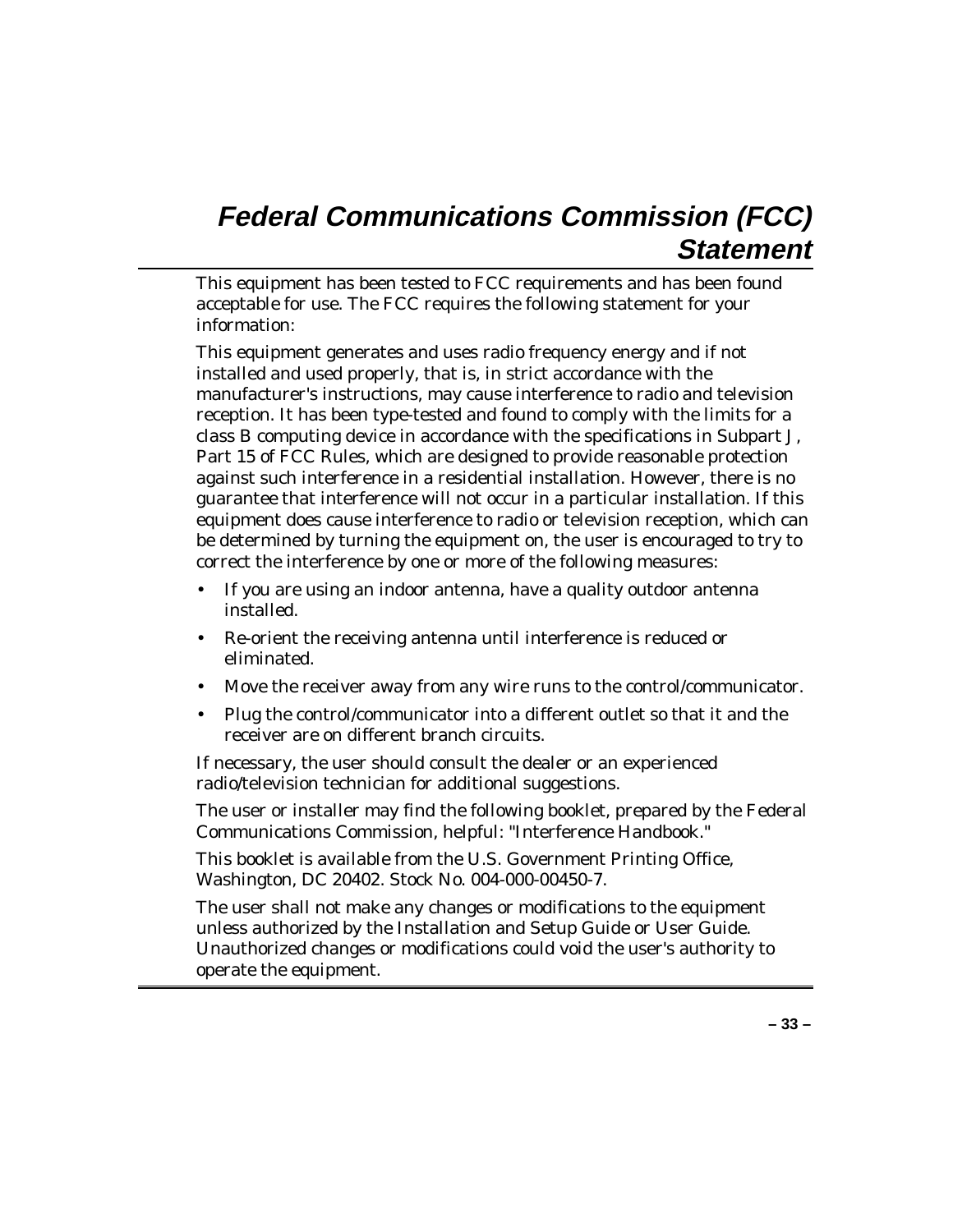# Federal Communications Commission (FCC) Statement

This equipment has been tested to FCC requirements and has been found acceptable for use. The FCC requires the following statement for your information:

This equipment generates and uses radio frequency energy and if not installed and used properly, that is, in strict accordance with the manufacturer's instructions, may cause interference to radio and television reception. It has been type-tested and found to comply with the limits for a class B computing device in accordance with the specifications in Subpart J, Part 15 of FCC Rules, which are designed to provide reasonable protection against such interference in a residential installation. However, there is no guarantee that interference will not occur in a particular installation. If this equipment does cause interference to radio or television reception, which can be determined by turning the equipment on, the user is encouraged to try to correct the interference by one or more of the following measures:

- If you are using an indoor antenna, have a quality outdoor antenna installed.
- Re-orient the receiving antenna until interference is reduced or eliminated.
- Move the receiver away from any wire runs to the control/communicator.
- Plug the control/communicator into a different outlet so that it and the receiver are on different branch circuits.

If necessary, the user should consult the dealer or an experienced radio/television technician for additional suggestions.

The user or installer may find the following booklet, prepared by the Federal Communications Commission, helpful: "Interference Handbook."

This booklet is available from the U.S. Government Printing Office, Washington, DC 20402. Stock No. 004-000-00450-7.

The user shall not make any changes or modifications to the equipment unless authorized by the Installation and Setup Guide or User Guide. Unauthorized changes or modifications could void the user's authority to operate the equipment.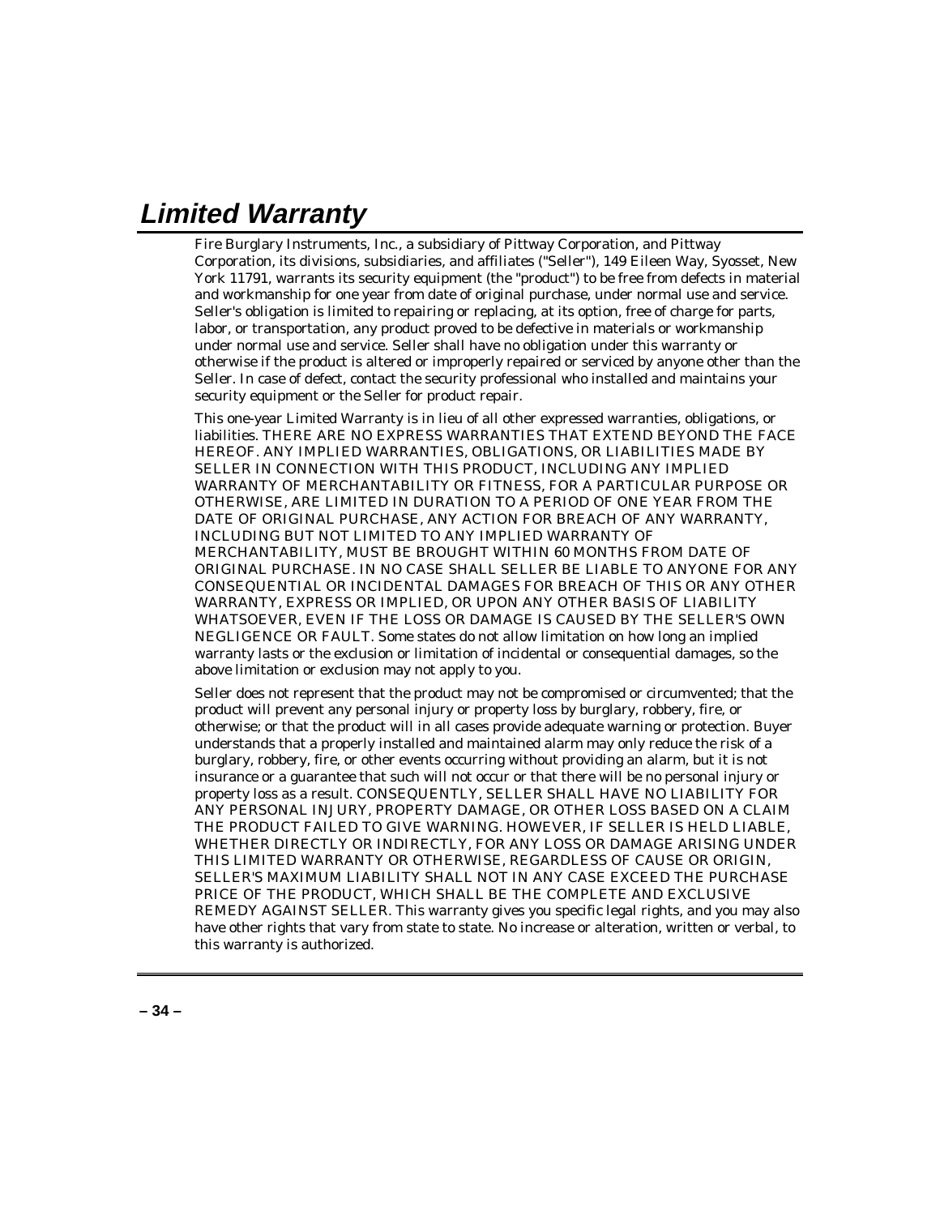# *Limited Warranty*

Fire Burglary Instruments, Inc., a subsidiary of Pittway Corporation, and Pittway Corporation, its divisions, subsidiaries, and affiliates ("Seller"), 149 Eileen Way, Syosset, New York 11791, warrants its security equipment (the "product") to be free from defects in material and workmanship for one year from date of original purchase, under normal use and service. Seller's obligation is limited to repairing or replacing, at its option, free of charge for parts, labor, or transportation, any product proved to be defective in materials or workmanship under normal use and service. Seller shall have no obligation under this warranty or otherwise if the product is altered or improperly repaired or serviced by anyone other than the Seller. In case of defect, contact the security professional who installed and maintains your security equipment or the Seller for product repair.

This one-year Limited Warranty is in lieu of all other expressed warranties, obligations, or liabilities. THERE ARE NO EXPRESS WARRANTIES THAT EXTEND BEYOND THE FACE HEREOF. ANY IMPLIED WARRANTIES, OBLIGATIONS, OR LIABILITIES MADE BY SELLER IN CONNECTION WITH THIS PRODUCT, INCLUDING ANY IMPLIED WARRANTY OF MERCHANTABILITY OR FITNESS, FOR A PARTICULAR PURPOSE OR OTHERWISE, ARE LIMITED IN DURATION TO A PERIOD OF ONE YEAR FROM THE DATE OF ORIGINAL PURCHASE, ANY ACTION FOR BREACH OF ANY WARRANTY, INCLUDING BUT NOT LIMITED TO ANY IMPLIED WARRANTY OF MERCHANTABILITY, MUST BE BROUGHT WITHIN 60 MONTHS FROM DATE OF ORIGINAL PURCHASE. IN NO CASE SHALL SELLER BE LIABLE TO ANYONE FOR ANY CONSEQUENTIAL OR INCIDENTAL DAMAGES FOR BREACH OF THIS OR ANY OTHER WARRANTY, EXPRESS OR IMPLIED, OR UPON ANY OTHER BASIS OF LIABILITY WHATSOEVER, EVEN IF THE LOSS OR DAMAGE IS CAUSED BY THE SELLER'S OWN NEGLIGENCE OR FAULT. Some states do not allow limitation on how long an implied warranty lasts or the exclusion or limitation of incidental or consequential damages, so the above limitation or exclusion may not apply to you.

Seller does not represent that the product may not be compromised or circumvented; that the product will prevent any personal injury or property loss by burglary, robbery, fire, or otherwise; or that the product will in all cases provide adequate warning or protection. Buyer understands that a properly installed and maintained alarm may only reduce the risk of a burglary, robbery, fire, or other events occurring without providing an alarm, but it is not insurance or a guarantee that such will not occur or that there will be no personal injury or property loss as a result. CONSEQUENTLY, SELLER SHALL HAVE NO LIABILITY FOR ANY PERSONAL INJURY, PROPERTY DAMAGE, OR OTHER LOSS BASED ON A CLAIM THE PRODUCT FAILED TO GIVE WARNING. HOWEVER, IF SELLER IS HELD LIABLE, WHETHER DIRECTLY OR INDIRECTLY, FOR ANY LOSS OR DAMAGE ARISING UNDER THIS LIMITED WARRANTY OR OTHERWISE, REGARDLESS OF CAUSE OR ORIGIN, SELLER'S MAXIMUM LIABILITY SHALL NOT IN ANY CASE EXCEED THE PURCHASE PRICE OF THE PRODUCT, WHICH SHALL BE THE COMPLETE AND EXCLUSIVE REMEDY AGAINST SELLER. This warranty gives you specific legal rights, and you may also have other rights that vary from state to state. No increase or alteration, written or verbal, to this warranty is authorized.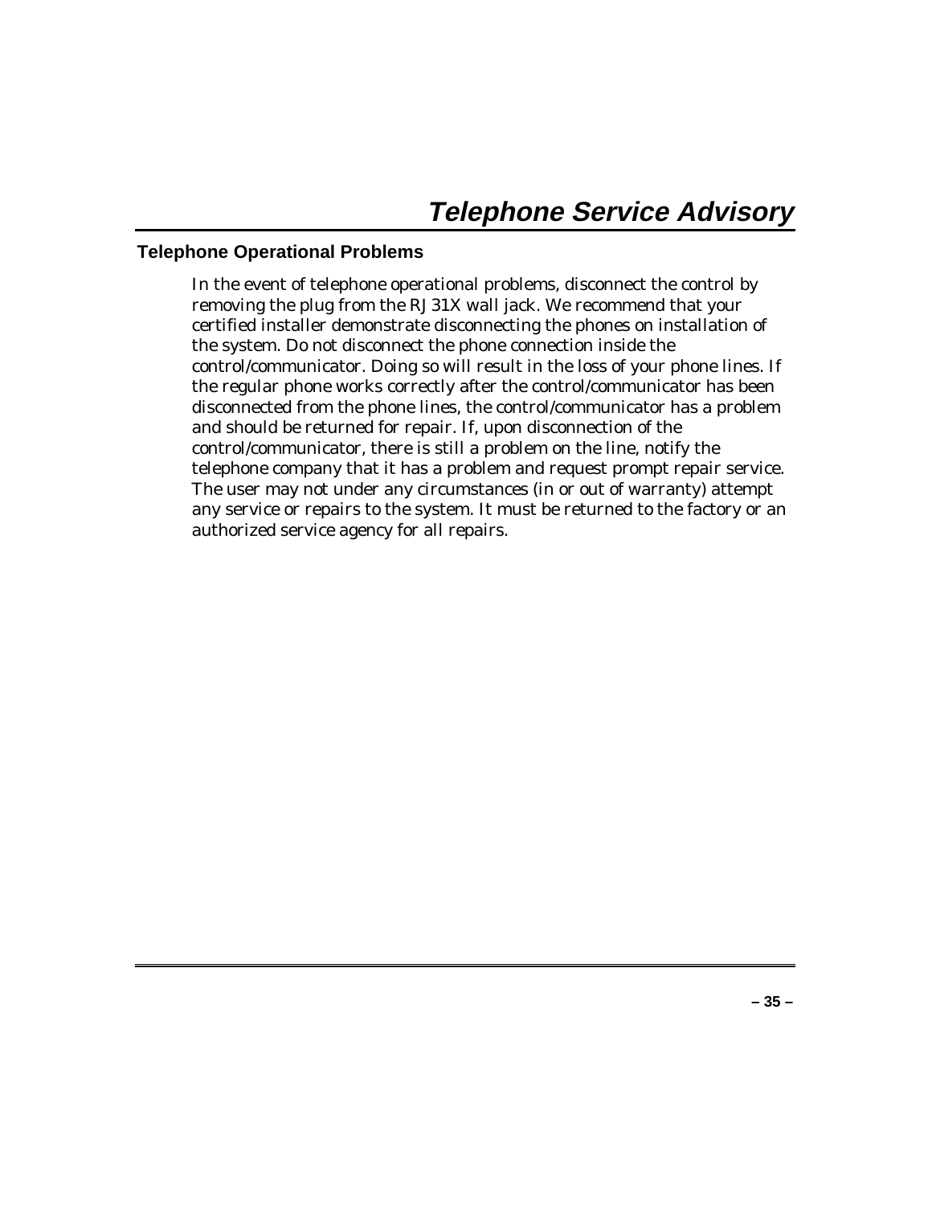# Telephone Service Advisory

## Telephone Operational Problems

In the event of telephone operational problems, disconnect the control by removing the plug from the RJ31X wall jack. We recommend that your certified installer demonstrate disconnecting the phones on installation of the system. Do not disconnect the phone connection inside the control/communicator. Doing so will result in the loss of your phone lines. If the regular phone works correctly after the control/communicator has been disconnected from the phone lines, the control/communicator has a problem and should be returned for repair. If, upon disconnection of the control/communicator, there is still a problem on the line, notify the telephone company that it has a problem and request prompt repair service. The user may not under any circumstances (in or out of warranty) attempt any service or repairs to the system. It must be returned to the factory or an authorized service agency for all repairs.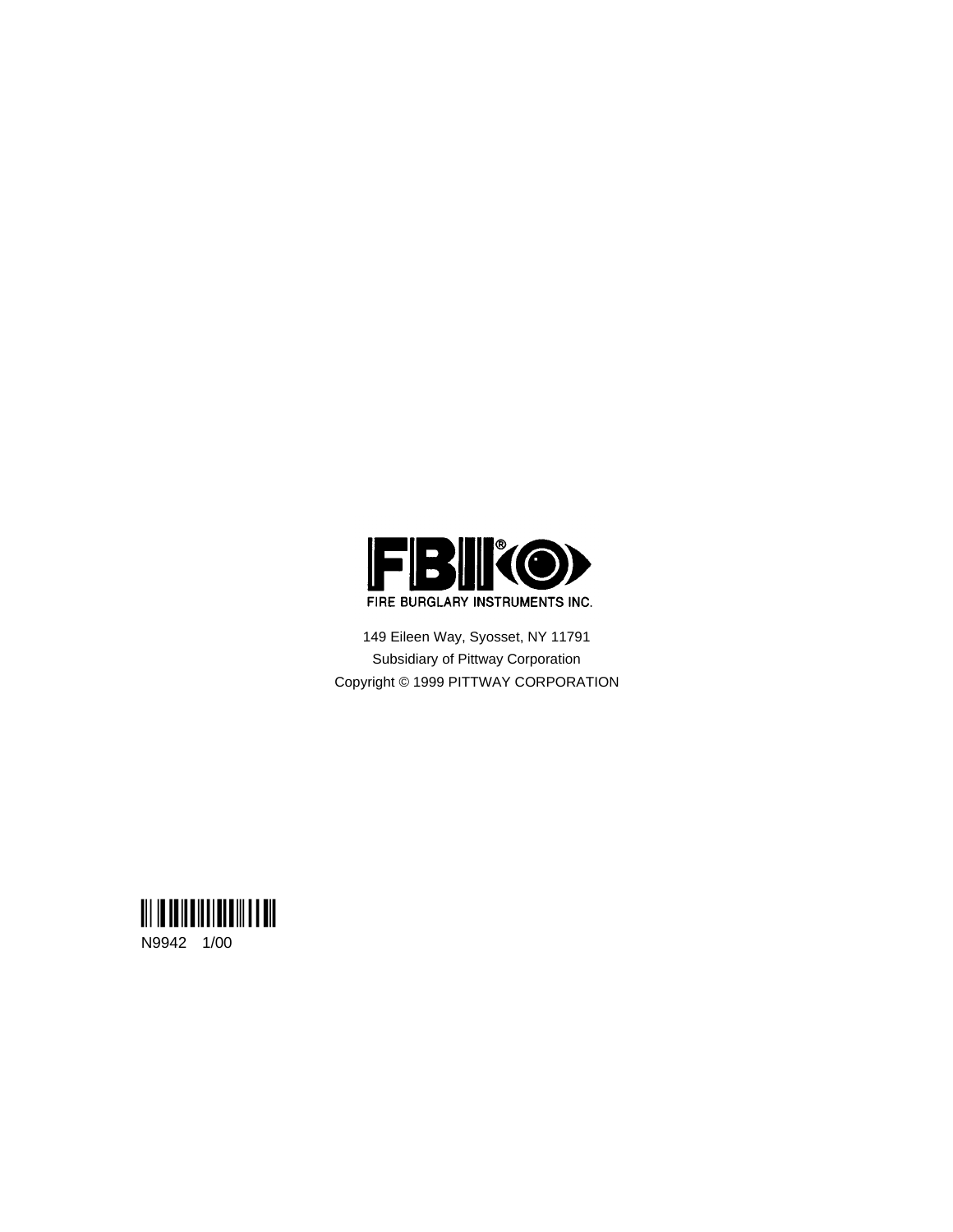FBII®

FIRE BURGLARY INSTRUMENTS INC.

149 Eileen Way, Syosset, NY 11791

Subsidiary of Pittway Corporation

Copyright © 1999 PITTWAY CORPORATION

N9942 1/00